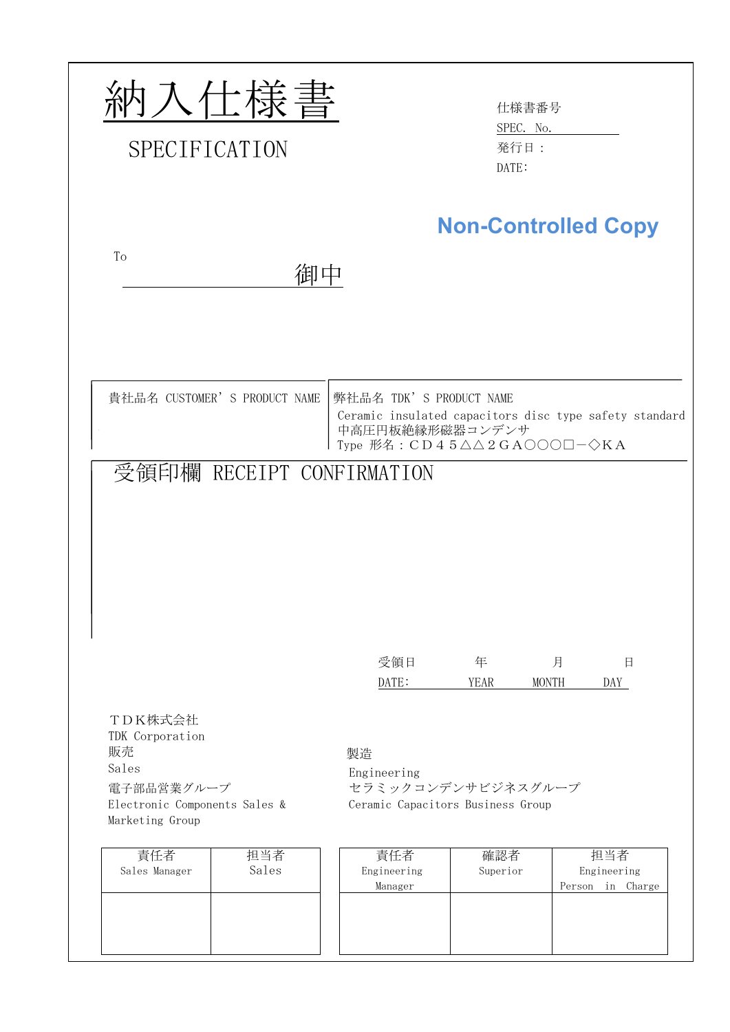# 納入仕様書

## SPECIFICATION

仕様書番号

SPEC. No.

発行日：

DATE:

**Non-Controlled Copy**

To

御中

| 貴社品名 CUSTOMER' S PRODUCT NAME | 弊社品名 TDK' S PRODUCT NAME |
|---|---|
| | Ceramic insulated capacitors disc type safety standard<br>中高圧円板絶縁形磁器コンデンサ<br>Type 形名：ＣＤ４５△△２ＧＡ○○○□－◇ＫＡ |

受領印欄 RECEIPT CONFIRMATION

受領日 年 月 日

DATE: YEAR MONTH DAY

ＴＤＫ株式会社
TDK Corporation
販売
Sales
電子部品営業グループ
Electronic Components Sales & Marketing Group

製造
Engineering
セラミックコンデンサビジネスグループ
Ceramic Capacitors Business Group

| 責任者<br>Sales Manager | 担当者<br>Sales |
|---|---|
| | |

| 責任者<br>Engineering Manager | 確認者<br>Superior | 担当者<br>Engineering Person in Charge |
|---|---|---|
| | | |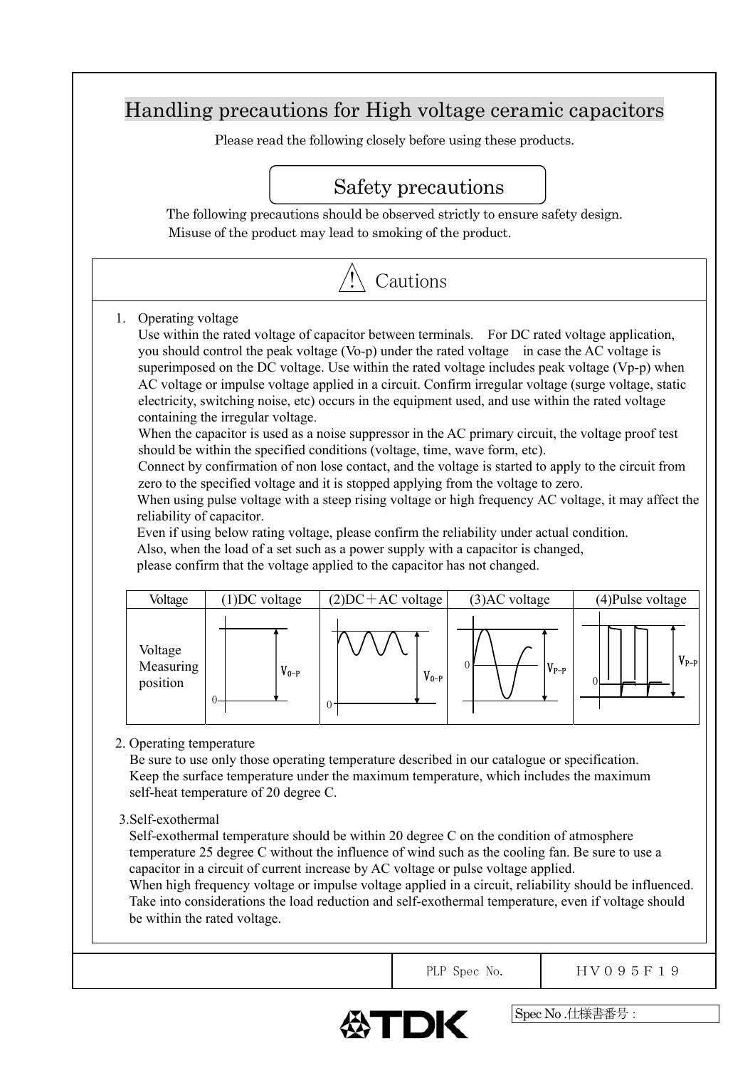# Handling precautions for High voltage ceramic capacitors

Please read the following closely before using these products.

## Safety precautions

The following precautions should be observed strictly to ensure safety design.
Misuse of the product may lead to smoking of the product.

### ⚠ Cautions

1. Operating voltage
   Use within the rated voltage of capacitor between terminals. For DC rated voltage application, you should control the peak voltage (Vo-p) under the rated voltage in case the AC voltage is superimposed on the DC voltage. Use within the rated voltage includes peak voltage (Vp-p) when AC voltage or impulse voltage applied in a circuit. Confirm irregular voltage (surge voltage, static electricity, switching noise, etc) occurs in the equipment used, and use within the rated voltage containing the irregular voltage.
   When the capacitor is used as a noise suppressor in the AC primary circuit, the voltage proof test should be within the specified conditions (voltage, time, wave form, etc).
   Connect by confirmation of non lose contact, and the voltage is started to apply to the circuit from zero to the specified voltage and it is stopped applying from the voltage to zero.
   When using pulse voltage with a steep rising voltage or high frequency AC voltage, it may affect the reliability of capacitor.
   Even if using below rating voltage, please confirm the reliability under actual condition.
   Also, when the load of a set such as a power supply with a capacitor is changed, please confirm that the voltage applied to the capacitor has not changed.

| Voltage | (1)DC voltage | (2)DC＋AC voltage | (3)AC voltage | (4)Pulse voltage |
|---|---|---|---|---|
| Voltage Measuring position | $V_{0-P}$ | $V_{0-P}$ | $V_{P-P}$ | $V_{P-P}$ |

2. Operating temperature
   Be sure to use only those operating temperature described in our catalogue or specification.
   Keep the surface temperature under the maximum temperature, which includes the maximum self-heat temperature of 20 degree C.

3. Self-exothermal
   Self-exothermal temperature should be within 20 degree C on the condition of atmosphere temperature 25 degree C without the influence of wind such as the cooling fan. Be sure to use a capacitor in a circuit of current increase by AC voltage or pulse voltage applied.
   When high frequency voltage or impulse voltage applied in a circuit, reliability should be influenced. Take into considerations the load reduction and self-exothermal temperature, even if voltage should be within the rated voltage.

| | PLP Spec No. | ＨＶ０９５Ｆ１９ |
|---|---|---|

Spec No .仕様書番号 :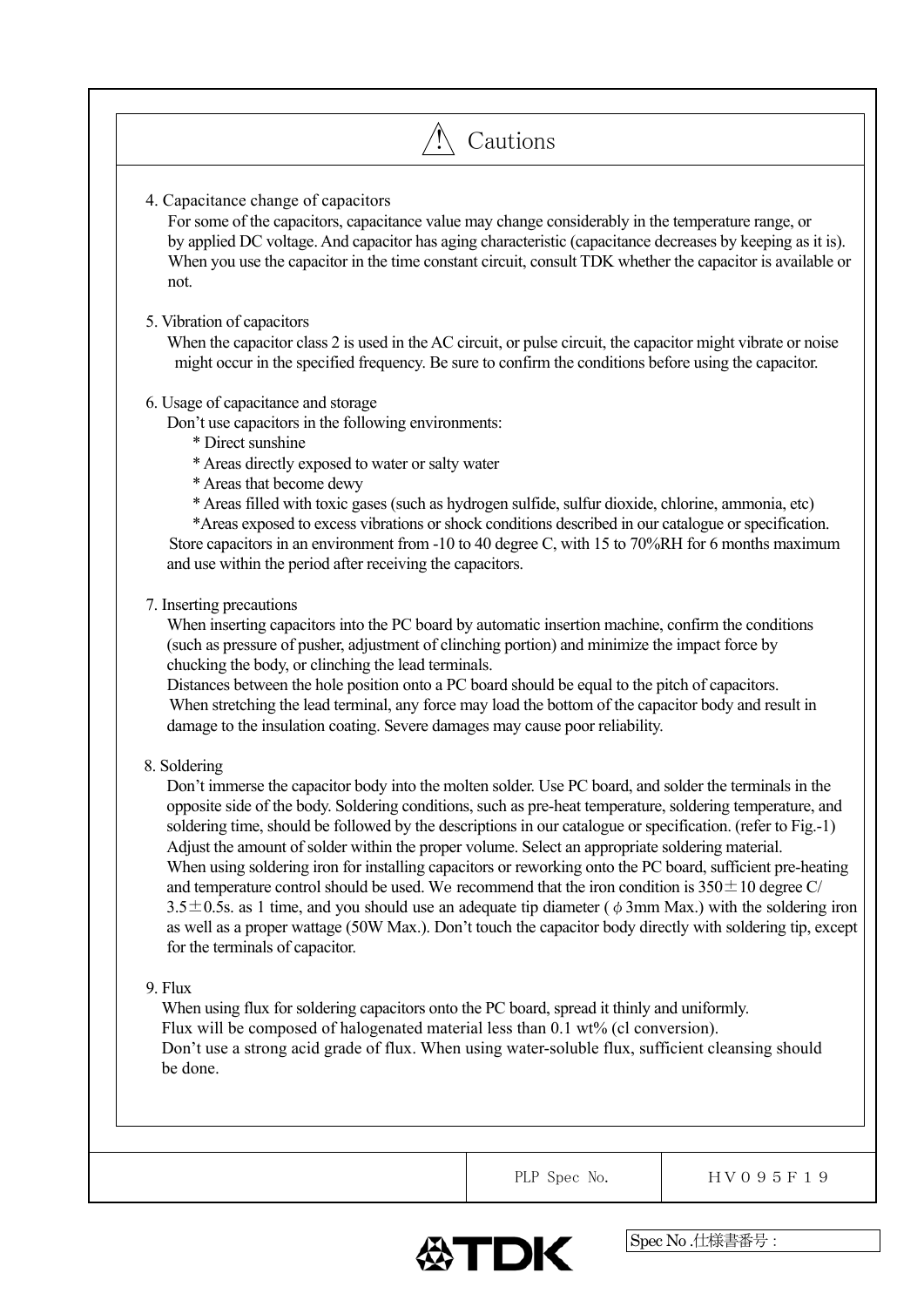# ⚠ Cautions

4. Capacitance change of capacitors

   For some of the capacitors, capacitance value may change considerably in the temperature range, or by applied DC voltage. And capacitor has aging characteristic (capacitance decreases by keeping as it is). When you use the capacitor in the time constant circuit, consult TDK whether the capacitor is available or not.

5. Vibration of capacitors

   When the capacitor class 2 is used in the AC circuit, or pulse circuit, the capacitor might vibrate or noise might occur in the specified frequency. Be sure to confirm the conditions before using the capacitor.

6. Usage of capacitance and storage

   Don't use capacitors in the following environments:

   * Direct sunshine
   * Areas directly exposed to water or salty water
   * Areas that become dewy
   * Areas filled with toxic gases (such as hydrogen sulfide, sulfur dioxide, chlorine, ammonia, etc)
   * Areas exposed to excess vibrations or shock conditions described in our catalogue or specification.

   Store capacitors in an environment from -10 to 40 degree C, with 15 to 70%RH for 6 months maximum and use within the period after receiving the capacitors.

7. Inserting precautions

   When inserting capacitors into the PC board by automatic insertion machine, confirm the conditions (such as pressure of pusher, adjustment of clinching portion) and minimize the impact force by chucking the body, or clinching the lead terminals.
   Distances between the hole position onto a PC board should be equal to the pitch of capacitors.
   When stretching the lead terminal, any force may load the bottom of the capacitor body and result in damage to the insulation coating. Severe damages may cause poor reliability.

8. Soldering

   Don't immerse the capacitor body into the molten solder. Use PC board, and solder the terminals in the opposite side of the body. Soldering conditions, such as pre-heat temperature, soldering temperature, and soldering time, should be followed by the descriptions in our catalogue or specification. (refer to Fig.-1)
   Adjust the amount of solder within the proper volume. Select an appropriate soldering material.
   When using soldering iron for installing capacitors or reworking onto the PC board, sufficient pre-heating and temperature control should be used. We recommend that the iron condition is 350±10 degree C/ 3.5±0.5s. as 1 time, and you should use an adequate tip diameter ( φ3mm Max.) with the soldering iron as well as a proper wattage (50W Max.). Don't touch the capacitor body directly with soldering tip, except for the terminals of capacitor.

9. Flux

   When using flux for soldering capacitors onto the PC board, spread it thinly and uniformly.
   Flux will be composed of halogenated material less than 0.1 wt% (cl conversion).
   Don't use a strong acid grade of flux. When using water-soluble flux, sufficient cleansing should be done.

| | PLP Spec No. | HV095F19 |
|---|---|---|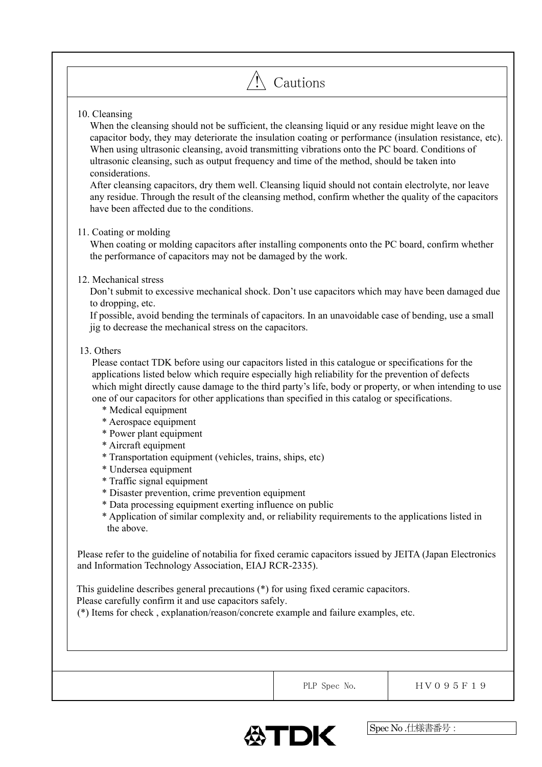## ⚠ Cautions

10. Cleansing

When the cleansing should not be sufficient, the cleansing liquid or any residue might leave on the capacitor body, they may deteriorate the insulation coating or performance (insulation resistance, etc). When using ultrasonic cleansing, avoid transmitting vibrations onto the PC board. Conditions of ultrasonic cleansing, such as output frequency and time of the method, should be taken into considerations.

After cleansing capacitors, dry them well. Cleansing liquid should not contain electrolyte, nor leave any residue. Through the result of the cleansing method, confirm whether the quality of the capacitors have been affected due to the conditions.

11. Coating or molding

When coating or molding capacitors after installing components onto the PC board, confirm whether the performance of capacitors may not be damaged by the work.

12. Mechanical stress

Don't submit to excessive mechanical shock. Don't use capacitors which may have been damaged due to dropping, etc.

If possible, avoid bending the terminals of capacitors. In an unavoidable case of bending, use a small jig to decrease the mechanical stress on the capacitors.

13. Others

Please contact TDK before using our capacitors listed in this catalogue or specifications for the applications listed below which require especially high reliability for the prevention of defects which might directly cause damage to the third party's life, body or property, or when intending to use one of our capacitors for other applications than specified in this catalog or specifications.

* Medical equipment
* Aerospace equipment
* Power plant equipment
* Aircraft equipment
* Transportation equipment (vehicles, trains, ships, etc)
* Undersea equipment
* Traffic signal equipment
* Disaster prevention, crime prevention equipment
* Data processing equipment exerting influence on public
* Application of similar complexity and, or reliability requirements to the applications listed in the above.

Please refer to the guideline of notabilia for fixed ceramic capacitors issued by JEITA (Japan Electronics and Information Technology Association, EIAJ RCR-2335).

This guideline describes general precautions (*) for using fixed ceramic capacitors.
Please carefully confirm it and use capacitors safely.
(*) Items for check , explanation/reason/concrete example and failure examples, etc.

| | PLP Spec No. | ＨＶ０９５Ｆ１９ |
|---|---|---|

Spec No .仕様書番号 :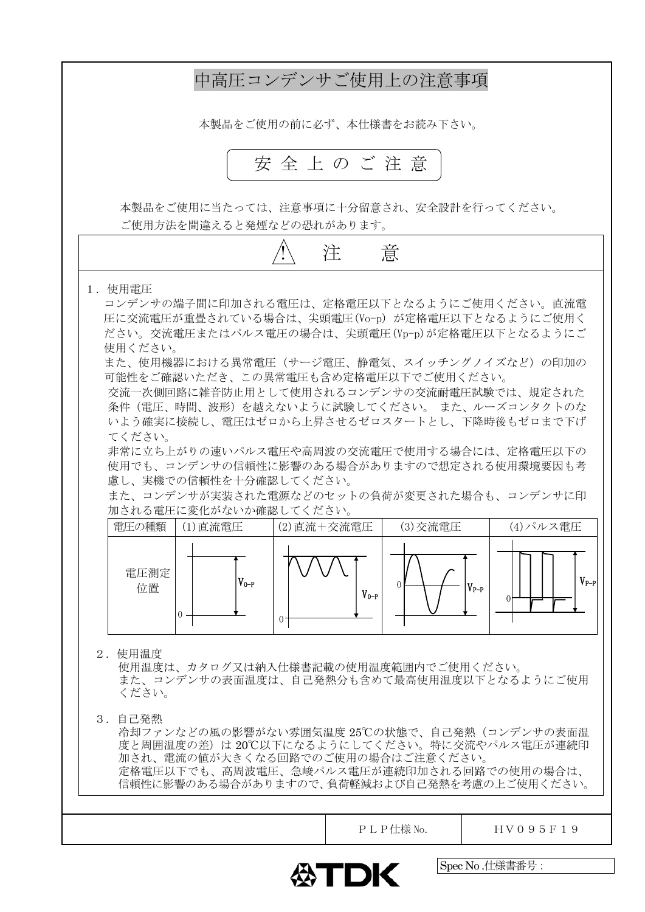# 中高圧コンデンサご使用上の注意事項

本製品をご使用の前に必ず、本仕様書をお読み下さい。

## 安 全 上 の ご 注 意

本製品をご使用に当たっては、注意事項に十分留意され、安全設計を行ってください。
ご使用方法を間違えると発煙などの恐れがあります。

## ⚠ 注　意

1．使用電圧

コンデンサの端子間に印加される電圧は、定格電圧以下となるようにご使用ください。直流電圧に交流電圧が重畳されている場合は、尖頭電圧(Vo-p) が定格電圧以下となるようにご使用ください。交流電圧またはパルス電圧の場合は、尖頭電圧(Vp-p)が定格電圧以下となるようにご使用ください。

また、使用機器における異常電圧（サージ電圧、静電気、スイッチングノイズなど）の印加の可能性をご確認いただき、この異常電圧も含め定格電圧以下でご使用ください。

交流一次側回路に雑音防止用として使用されるコンデンサの交流耐電圧試験では、規定された条件（電圧、時間、波形）を越えないように試験してください。 また、ルーズコンタクトのないよう確実に接続し、電圧はゼロから上昇させるゼロスタートとし、下降時後もゼロまで下げてください。

非常に立ち上がりの速いパルス電圧や高周波の交流電圧で使用する場合には、定格電圧以下の使用でも、コンデンサの信頼性に影響のある場合がありますので想定される使用環境要因も考慮し、実機での信頼性を十分確認してください。

また、コンデンサが実装された電源などのセットの負荷が変更された場合も、コンデンサに印加される電圧に変化がないか確認してください。

| 電圧の種類 | (1)直流電圧 | (2)直流＋交流電圧 | (3)交流電圧 | (4)パルス電圧 |
| --- | --- | --- | --- | --- |
| 電圧測定位置 | $V_{O-P}$ | $V_{O-P}$ | $V_{P-P}$ | $V_{P-P}$ |

2．使用温度

使用温度は、カタログ又は納入仕様書記載の使用温度範囲内でご使用ください。
また、コンデンサの表面温度は、自己発熱分も含めて最高使用温度以下となるようにご使用ください。

3．自己発熱

冷却ファンなどの風の影響がない雰囲気温度 25℃の状態で、自己発熱（コンデンサの表面温度と周囲温度の差）は 20℃以下になるようにしてください。特に交流やパルス電圧が連続印加され、電流の値が大きくなる回路でのご使用の場合はご注意ください。

定格電圧以下でも、高周波電圧、急峻パルス電圧が連続印加される回路での使用の場合は、信頼性に影響のある場合がありますので、負荷軽減および自己発熱を考慮の上ご使用ください。

| | ＰＬＰ仕様No. | ＨＶ０９５Ｆ１９ |
| --- | --- | --- |

Spec No .仕様書番号 :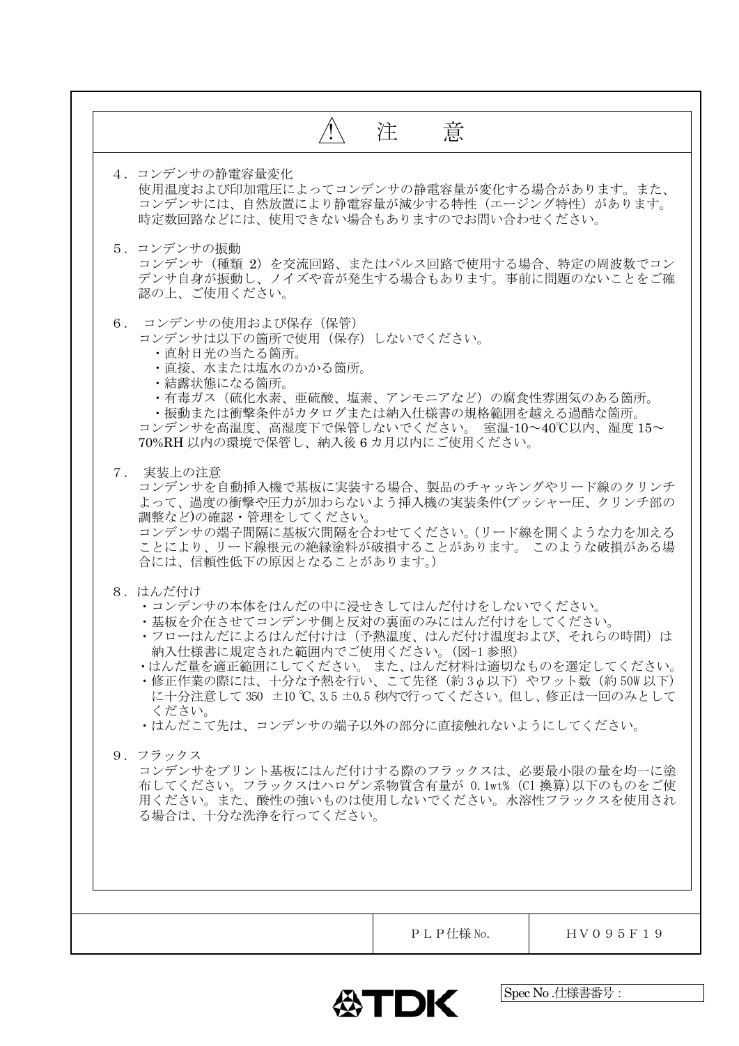# ⚠ 注　意

4．コンデンサの静電容量変化
使用温度および印加電圧によってコンデンサの静電容量が変化する場合があります。また、コンデンサには、自然放置により静電容量が減少する特性（エージング特性）があります。時定数回路などには、使用できない場合もありますのでお問い合わせください。

5．コンデンサの振動
コンデンサ（種類 2）を交流回路、またはパルス回路で使用する場合、特定の周波数でコンデンサ自身が振動し、ノイズや音が発生する場合もあります。事前に問題のないことをご確認の上、ご使用ください。

6．コンデンサの使用および保存（保管）
コンデンサは以下の箇所で使用（保存）しないでください。

- 直射日光の当たる箇所。
- 直接、水または塩水のかかる箇所。
- 結露状態になる箇所。
- 有毒ガス（硫化水素、亜硫酸、塩素、アンモニアなど）の腐食性雰囲気のある箇所。
- 振動または衝撃条件がカタログまたは納入仕様書の規格範囲を越える過酷な箇所。

コンデンサを高温度、高湿度下で保管しないでください。 室温-10～40℃以内、湿度 15～70%RH 以内の環境で保管し、納入後 6 カ月以内にご使用ください。

7．実装上の注意
コンデンサを自動挿入機で基板に実装する場合、製品のチャッキングやリード線のクリンチよって、過度の衝撃や圧力が加わらないよう挿入機の実装条件(プッシャー圧、クリンチ部の調整など)の確認・管理をしてください。
コンデンサの端子間隔に基板穴間隔を合わせてください。(リード線を開くような力を加えることにより、リード線根元の絶縁塗料が破損することがあります。 このような破損がある場合には、信頼性低下の原因となることがあります。)

8．はんだ付け

- コンデンサの本体をはんだの中に浸せきしてはんだ付けをしないでください。
- 基板を介在させてコンデンサ側と反対の裏面のみにはんだ付けをしてください。
- フローはんだによるはんだ付けは（予熱温度、はんだ付け温度および、それらの時間）は納入仕様書に規定された範囲内でご使用ください。(図-1 参照)
- はんだ量を適正範囲にしてください。 また、はんだ材料は適切なものを選定してください。
- 修正作業の際には、十分な予熱を行い、こて先径（約 3φ以下）やワット数（約 50W 以下）に十分注意して 350 ±10 ℃、3.5 ±0.5 秒内で行ってください。但し、修正は一回のみとしてください。
- はんだこて先は、コンデンサの端子以外の部分に直接触れないようにしてください。

9．フラックス
コンデンサをプリント基板にはんだ付けする際のフラックスは、必要最小限の量を均一に塗布してください。フラックスはハロゲン系物質含有量が 0.1wt% (Cl 換算)以下のものをご使用ください。また、酸性の強いものは使用しないでください。水溶性フラックスを使用される場合は、十分な洗浄を行ってください。

| | ＰＬＰ仕様 No. | ＨＶ０９５Ｆ１９ |
|---|---|---|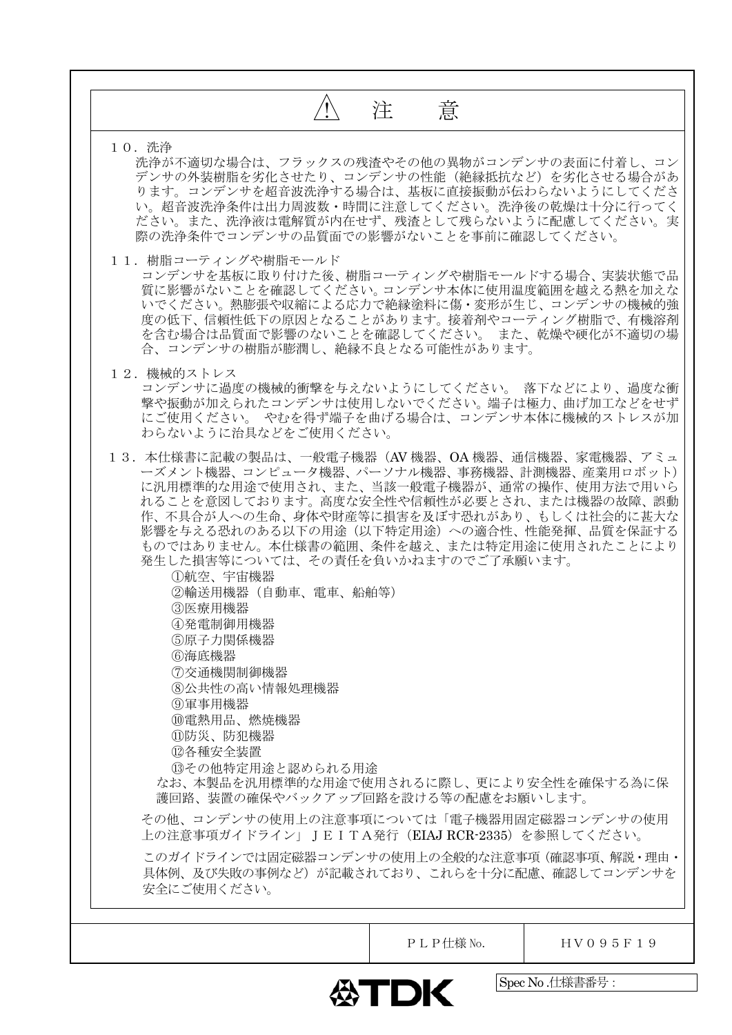# ⚠ 注　意

１０．洗浄

洗浄が不適切な場合は、フラックスの残渣やその他の異物がコンデンサの表面に付着し、コンデンサの外装樹脂を劣化させたり、コンデンサの性能（絶縁抵抗など）を劣化させる場合があります。コンデンサを超音波洗浄する場合は、基板に直接振動が伝わらないようにしてください。超音波洗浄条件は出力周波数・時間に注意してください。洗浄後の乾燥は十分に行ってください。また、洗浄液は電解質が内在せず、残渣として残らないように配慮してください。実際の洗浄条件でコンデンサの品質面での影響がないことを事前に確認してください。

１１．樹脂コーティングや樹脂モールド

コンデンサを基板に取り付けた後、樹脂コーティングや樹脂モールドする場合、実装状態で品質に影響がないことを確認してください。コンデンサ本体に使用温度範囲を越える熱を加えないでください。熱膨張や収縮による応力で絶縁塗料に傷・変形が生じ、コンデンサの機械的強度の低下、信頼性低下の原因となることがあります。接着剤やコーティング樹脂で、有機溶剤を含む場合は品質面で影響のないことを確認してください。 また、乾燥や硬化が不適切の場合、コンデンサの樹脂が膨潤し、絶縁不良となる可能性があります。

１２．機械的ストレス

コンデンサに過度の機械的衝撃を与えないようにしてください。 落下などにより、過度な衝撃や振動が加えられたコンデンサは使用しないでください。端子は極力、曲げ加工などをせずにご使用ください。 やむを得ず端子を曲げる場合は、コンデンサ本体に機械的ストレスが加わらないように治具などをご使用ください。

１３．本仕様書に記載の製品は、一般電子機器（AV 機器、OA 機器、通信機器、家電機器、アミューズメント機器、コンピュータ機器、パーソナル機器、事務機器、計測機器、産業用ロボット）に汎用標準的な用途で使用され、また、当該一般電子機器が、通常の操作、使用方法で用いられることを意図しております。高度な安全性や信頼性が必要とされ、または機器の故障、誤動作、不具合が人への生命、身体や財産等に損害を及ぼす恐れがあり、もしくは社会的に甚大な影響を与える恐れのある以下の用途（以下特定用途）への適合性、性能発揮、品質を保証するものではありません。本仕様書の範囲、条件を越え、または特定用途に使用されたことにより発生した損害等については、その責任を負いかねますのでご了承願います。

①航空、宇宙機器
②輸送用機器（自動車、電車、船舶等）
③医療用機器
④発電制御用機器
⑤原子力関係機器
⑥海底機器
⑦交通機関制御機器
⑧公共性の高い情報処理機器
⑨軍事用機器
⑩電熱用品、燃焼機器
⑪防災、防犯機器
⑫各種安全装置
⑬その他特定用途と認められる用途

なお、本製品を汎用標準的な用途で使用されるに際し、更により安全性を確保する為に保護回路、装置の確保やバックアップ回路を設ける等の配慮をお願いします。

その他、コンデンサの使用上の注意事項については「電子機器用固定磁器コンデンサの使用上の注意事項ガイドライン」ＪＥＩＴＡ発行（EIAJ RCR-2335）を参照してください。

このガイドラインでは固定磁器コンデンサの使用上の全般的な注意事項（確認事項、解説・理由・具体例、及び失敗の事例など）が記載されており、これらを十分に配慮、確認してコンデンサを安全にご使用ください。

| | ＰＬＰ仕様 No. | ＨＶ０９５Ｆ１９ |
|---|---|---|

TDK　Spec No .仕様書番号 :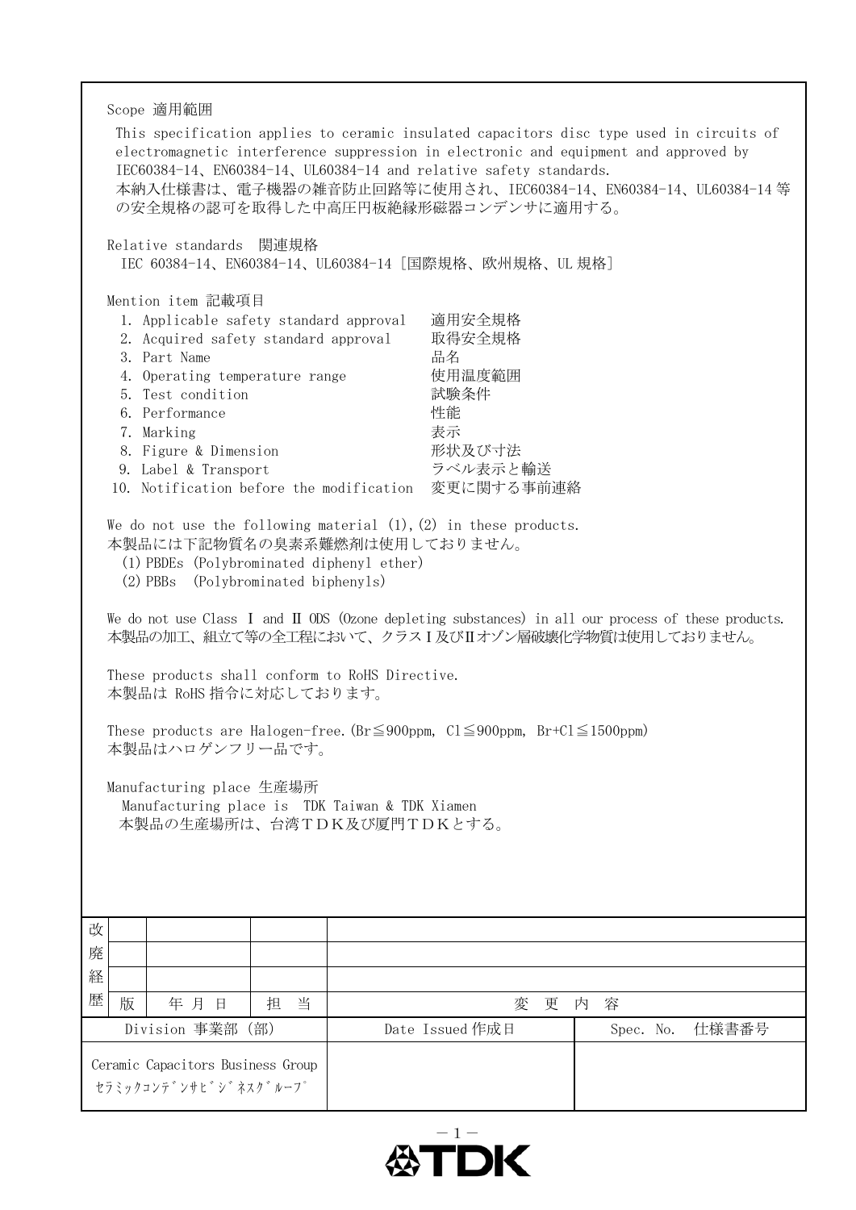Scope 適用範囲

This specification applies to ceramic insulated capacitors disc type used in circuits of electromagnetic interference suppression in electronic and equipment and approved by IEC60384-14、EN60384-14、UL60384-14 and relative safety standards.
本納入仕様書は、電子機器の雑音防止回路等に使用され、IEC60384-14、EN60384-14、UL60384-14 等の安全規格の認可を取得した中高圧円板絶縁形磁器コンデンサに適用する。

Relative standards 関連規格

IEC 60384-14、EN60384-14、UL60384-14［国際規格、欧州規格、UL 規格］

Mention item 記載項目

1. Applicable safety standard approval 適用安全規格
2. Acquired safety standard approval 取得安全規格
3. Part Name 品名
4. Operating temperature range 使用温度範囲
5. Test condition 試験条件
6. Performance 性能
7. Marking 表示
8. Figure & Dimension 形状及び寸法
9. Label & Transport ラベル表示と輸送
10. Notification before the modification 変更に関する事前連絡

We do not use the following material (1),(2) in these products.
本製品には下記物質名の臭素系難燃剤は使用しておりません。

(1) PBDEs (Polybrominated diphenyl ether)
(2) PBBs (Polybrominated biphenyls)

We do not use Class Ⅰ and Ⅱ ODS (Ozone depleting substances) in all our process of these products.
本製品の加工、組立て等の全工程において、クラスⅠ及びⅡオゾン層破壊化学物質は使用しておりません。

These products shall conform to RoHS Directive.
本製品は RoHS 指令に対応しております。

These products are Halogen-free. (Br≦900ppm, Cl≦900ppm, Br+Cl≦1500ppm)
本製品はハロゲンフリー品です。

Manufacturing place 生産場所

Manufacturing place is TDK Taiwan & TDK Xiamen
本製品の生産場所は、台湾ＴＤＫ及び厦門ＴＤＫとする。

| 改廃経歴 | 版 | 年 月 日 | 担 当 | 変 更 内 容 |
|---|---|---|---|---|
| | | | | |
| | | | | |
| | | | | |

| Division 事業部 (部) | Date Issued 作成日 | Spec. No. 仕様書番号 |
|---|---|---|
| Ceramic Capacitors Business Group ｾﾗﾐｯｸｺﾝﾃﾞﾝｻﾋﾞｼﾞﾈｽｸﾞﾙｰﾌﾟ | | |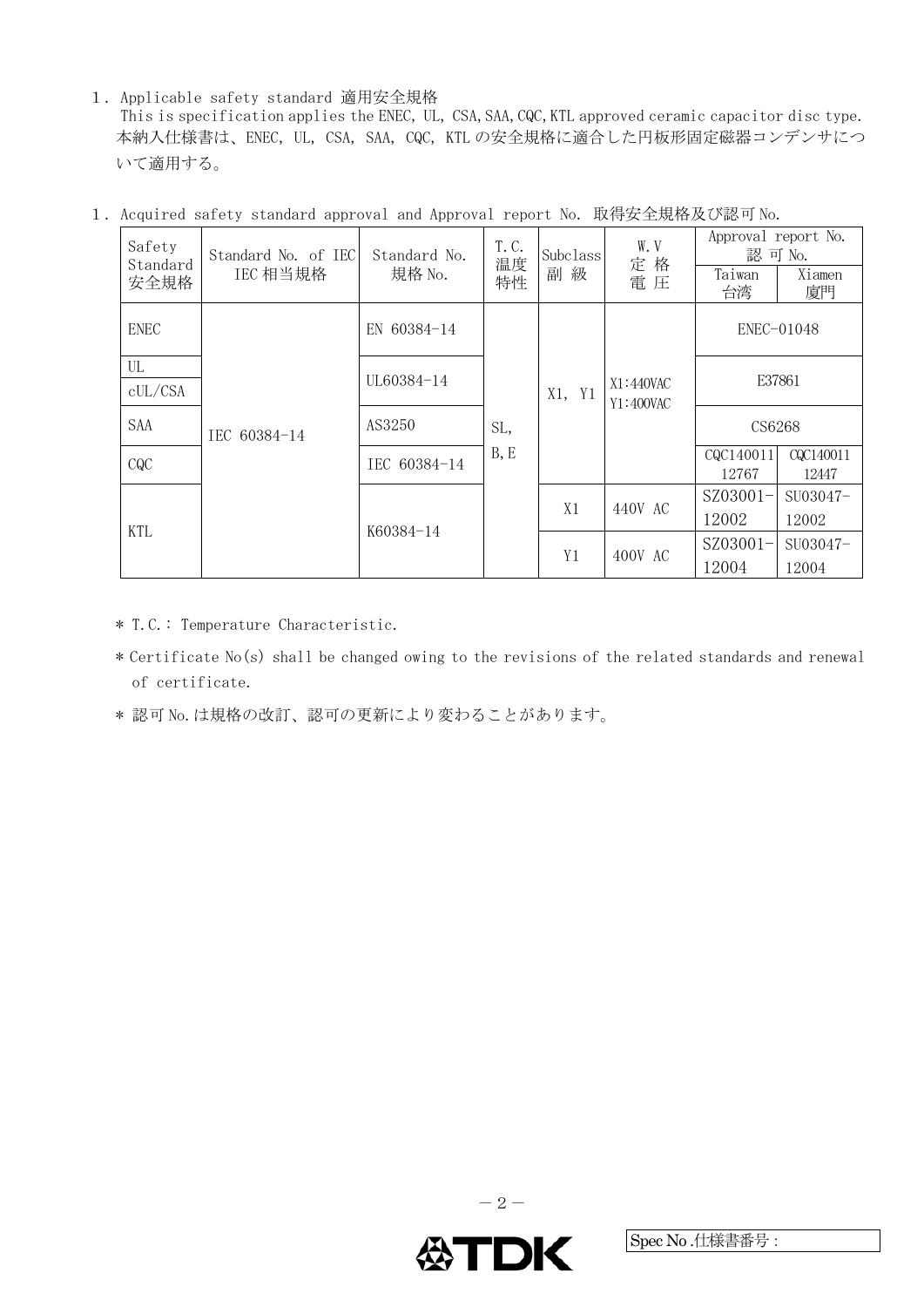1．Applicable safety standard 適用安全規格

This is specification applies the ENEC, UL, CSA, SAA, CQC, KTL approved ceramic capacitor disc type.
本納入仕様書は、ENEC, UL, CSA, SAA, CQC, KTL の安全規格に適合した円板形固定磁器コンデンサについて適用する。

1．Acquired safety standard approval and Approval report No. 取得安全規格及び認可 No.

| Safety Standard 安全規格 | Standard No. of IEC IEC 相当規格 | Standard No. 規格 No. | T.C. 温度特性 | Subclass 副 級 | W.V 定 格 電 圧 | Approval report No. 認 可 No. | |
|---|---|---|---|---|---|---|---|
| | | | | | | Taiwan 台湾 | Xiamen 廈門 |
| ENEC | IEC 60384-14 | EN 60384-14 | SL, B, E | X1, Y1 | X1:440VAC Y1:400VAC | ENEC-01048 | |
| UL cUL/CSA | | UL60384-14 | | | | E37861 | |
| SAA | | AS3250 | | | | CS6268 | |
| CQC | | IEC 60384-14 | | | | CQC140011 12767 | CQC140011 12447 |
| KTL | | K60384-14 | | X1 | 440V AC | SZ03001-12002 | SU03047-12002 |
| | | | | Y1 | 400V AC | SZ03001-12004 | SU03047-12004 |

* T.C.: Temperature Characteristic.

* Certificate No(s) shall be changed owing to the revisions of the related standards and renewal of certificate.

* 認可 No. は規格の改訂、認可の更新により変わることがあります。

Spec No .仕様書番号 :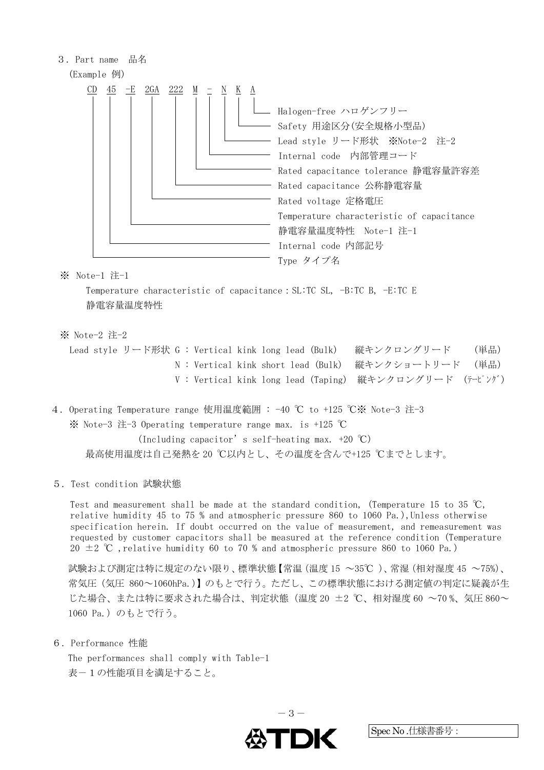## 3. Part name 品名

(Example 例)

```
CD  45  -E  2GA  222  M  -  N  K  A
```

- CD: Type タイプ名
- 45: Internal code 内部記号
- -E: Temperature characteristic of capacitance 静電容量温度特性 Note-1 注-1
- 2GA: Rated voltage 定格電圧
- 222: Rated capacitance 公称静電容量
- M: Rated capacitance tolerance 静電容量許容差
- -: Internal code 内部管理コード
- N: Lead style リード形状 ※Note-2 注-2
- K: Safety 用途区分(安全規格小型品)
- A: Halogen-free ハロゲンフリー

※ Note-1 注-1

Temperature characteristic of capacitance : SL:TC SL, -B:TC B, -E:TC E
静電容量温度特性

※ Note-2 注-2

Lead style リード形状 G : Vertical kink long lead (Bulk) 縦キンクロングリード (単品)
N : Vertical kink short lead (Bulk) 縦キンクショートリード (単品)
V : Vertical kink long lead (Taping) 縦キンクロングリード (ﾃｰﾋﾟﾝｸﾞ)

## 4. Operating Temperature range 使用温度範囲 : -40 ℃ to +125 ℃※ Note-3 注-3

※ Note-3 注-3 Operating temperature range max. is +125 ℃
(Including capacitor's self-heating max. +20 ℃)
最高使用温度は自己発熱を 20 ℃以内とし、その温度を含んで+125 ℃までとします。

## 5. Test condition 試験状態

Test and measurement shall be made at the standard condition, (Temperature 15 to 35 ℃, relative humidity 45 to 75 % and atmospheric pressure 860 to 1060 Pa.),Unless otherwise specification herein. If doubt occurred on the value of measurement, and remeasurement was requested by customer capacitors shall be measured at the reference condition (Temperature 20 ±2 ℃ ,relative humidity 60 to 70 % and atmospheric pressure 860 to 1060 Pa.)

試験および測定は特に規定のない限り、標準状態【常温（温度 15 ～35℃ ）、常湿（相対湿度 45 ～75%)、常気圧（気圧 860～1060hPa.)】のもとで行う。ただし、この標準状態における測定値の判定に疑義が生じた場合、または特に要求された場合は、判定状態（温度 20 ±2 ℃、相対湿度 60 ～70 %、気圧 860～1060 Pa.）のもとで行う。

## 6. Performance 性能

The performances shall comply with Table-1
表－１の性能項目を満足すること。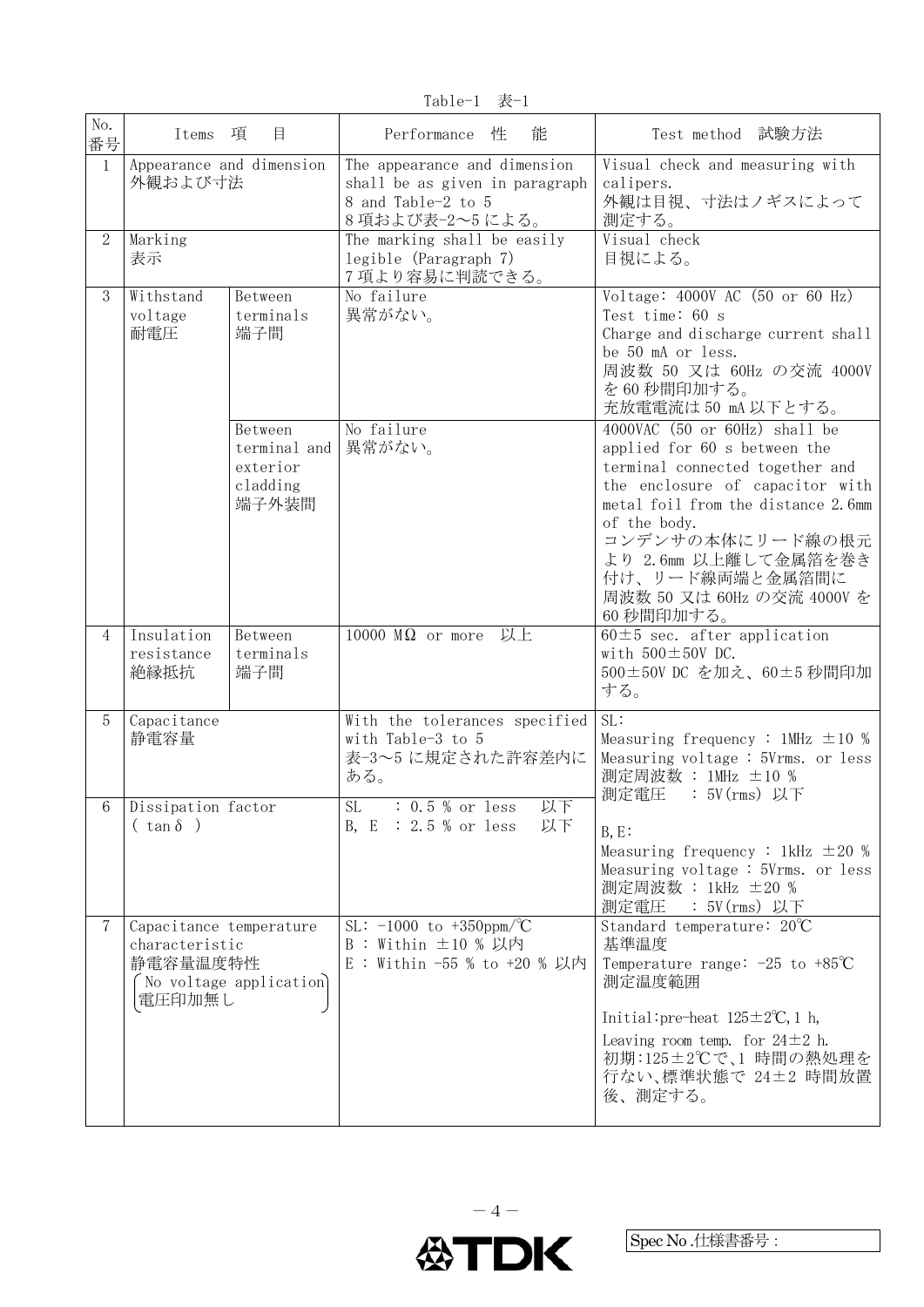Table-1 表-1

| No. 番号 | Items 項 目 | | Performance 性 能 | Test method 試験方法 |
|---|---|---|---|---|
| 1 | Appearance and dimension 外観および寸法 | | The appearance and dimension shall be as given in paragraph 8 and Table-2 to 5 8 項および表-2～5 による。 | Visual check and measuring with calipers. 外観は目視、寸法はノギスによって測定する。 |
| 2 | Marking 表示 | | The marking shall be easily legible (Paragraph 7) 7 項より容易に判読できる。 | Visual check 目視による。 |
| 3 | Withstand voltage 耐電圧 | Between terminals 端子間 | No failure 異常がない。 | Voltage: 4000V AC (50 or 60 Hz) Test time: 60 s Charge and discharge current shall be 50 mA or less. 周波数 50 又は 60Hz の交流 4000V を 60 秒間印加する。 充放電電流は 50 mA 以下とする。 |
| | | Between terminal and exterior cladding 端子外装間 | No failure 異常がない。 | 4000VAC (50 or 60Hz) shall be applied for 60 s between the terminal connected together and the enclosure of capacitor with metal foil from the distance 2.6mm of the body. コンデンサの本体にリード線の根元より 2.6mm 以上離して金属箔を巻き付け、リード線両端と金属箔間に周波数 50 又は 60Hz の交流 4000V を 60 秒間印加する。 |
| 4 | Insulation resistance 絶縁抵抗 | Between terminals 端子間 | 10000 MΩ or more 以上 | 60±5 sec. after application with 500±50V DC. 500±50V DC を加え、60±5 秒間印加する。 |
| 5 | Capacitance 静電容量 | | With the tolerances specified with Table-3 to 5 表-3～5 に規定された許容差内にある。 | SL: Measuring frequency : 1MHz ±10 % Measuring voltage : 5Vrms. or less 測定周波数 : 1MHz ±10 % 測定電圧 : 5V(rms) 以下 B, E: Measuring frequency : 1kHz ±20 % Measuring voltage : 5Vrms. or less 測定周波数 : 1kHz ±20 % 測定電圧 : 5V(rms) 以下 |
| 6 | Dissipation factor ( tanδ ) | | SL : 0.5 % or less 以下 B, E : 2.5 % or less 以下 | |
| 7 | Capacitance temperature characteristic 静電容量温度特性 (No voltage application 電圧印加無し) | | SL: -1000 to +350ppm/℃ B : Within ±10 % 以内 E : Within -55 % to +20 % 以内 | Standard temperature: 20℃ 基準温度 Temperature range: -25 to +85℃ 測定温度範囲 Initial:pre-heat 125±2℃, 1 h, Leaving room temp. for 24±2 h. 初期:125±2℃で、1 時間の熱処理を行ない、標準状態で 24±2 時間放置後、測定する。 |

Spec No .仕様書番号 :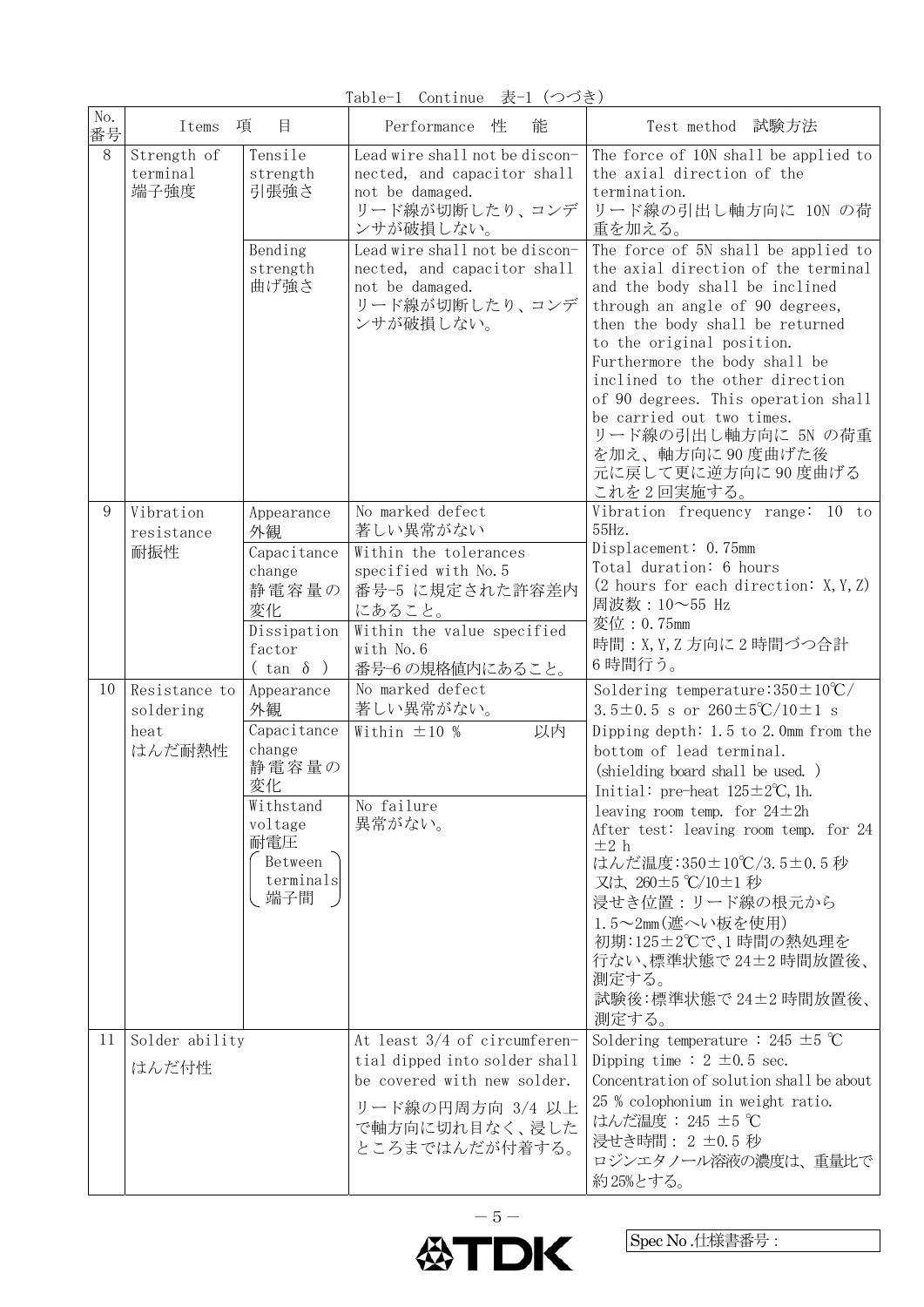Table-1 Continue 表-1 (つづき)

| No. 番号 | Items 項目 | | Performance 性能 | Test method 試験方法 |
|---|---|---|---|---|
| 8 | Strength of terminal 端子強度 | Tensile strength 引張強さ | Lead wire shall not be disconnected, and capacitor shall not be damaged. リード線が切断したり、コンデンサが破損しない。 | The force of 10N shall be applied to the axial direction of the termination. リード線の引出し軸方向に 10N の荷重を加える。 |
| | | Bending strength 曲げ強さ | Lead wire shall not be disconnected, and capacitor shall not be damaged. リード線が切断したり、コンデンサが破損しない。 | The force of 5N shall be applied to the axial direction of the terminal and the body shall be inclined through an angle of 90 degrees, then the body shall be returned to the original position. Furthermore the body shall be inclined to the other direction of 90 degrees. This operation shall be carried out two times. リード線の引出し軸方向に 5N の荷重を加え、軸方向に 90 度曲げた後元に戻して更に逆方向に 90 度曲げるこれを 2 回実施する。 |
| 9 | Vibration resistance 耐振性 | Appearance 外観 | No marked defect 著しい異常がない | Vibration frequency range: 10 to 55Hz. Displacement: 0.75mm Total duration: 6 hours (2 hours for each direction: X,Y,Z) 周波数：10～55 Hz 変位：0.75mm 時間：X,Y,Z 方向に 2 時間づつ合計 6 時間行う。 |
| | | Capacitance change 静電容量の変化 | Within the tolerances specified with No.5 番号-5 に規定された許容差内にあること。 | |
| | | Dissipation factor ( tan δ ) | Within the value specified with No.6 番号-6 の規格値内にあること。 | |
| 10 | Resistance to soldering heat はんだ耐熱性 | Appearance 外観 | No marked defect 著しい異常がない。 | Soldering temperature:350±10℃/ 3.5±0.5 s or 260±5℃/10±1 s Dipping depth: 1.5 to 2.0mm from the bottom of lead terminal. (shielding board shall be used.) Initial: pre-heat 125±2℃, 1h. leaving room temp. for 24±2h After test: leaving room temp. for 24 ±2 h はんだ温度:350±10℃/3.5±0.5 秒 又は、260±5 ℃/10±1 秒 浸せき位置：リード線の根元から 1.5～2mm(遮へい板を使用) 初期:125±2℃で、1 時間の熱処理を行ない、標準状態で 24±2 時間放置後、測定する。 試験後:標準状態で 24±2 時間放置後、測定する。 |
| | | Capacitance change 静電容量の変化 | Within ±10 % 以内 | |
| | | Withstand voltage 耐電圧 (Between terminals 端子間) | No failure 異常がない。 | |
| 11 | Solder ability はんだ付性 | | At least 3/4 of circumferential dipped into solder shall be covered with new solder. リード線の円周方向 3/4 以上で軸方向に切れ目なく、浸したところまではんだが付着する。 | Soldering temperature : 245 ±5 ℃ Dipping time : 2 ±0.5 sec. Concentration of solution shall be about 25 % colophonium in weight ratio. はんだ温度 : 245 ±5 ℃ 浸せき時間: 2 ±0.5 秒 ロジンエタノール溶液の濃度は、重量比で約25%とする。 |

Spec No.仕様書番号：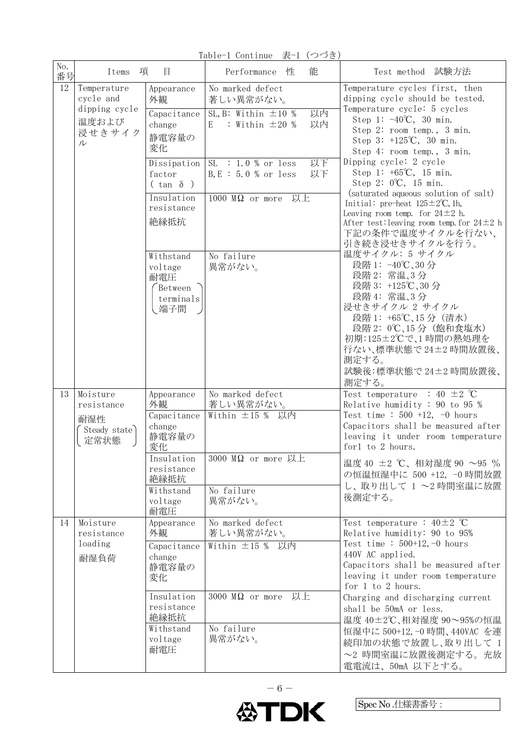Table-1 Continue 表-1 (つづき)

| No. 番号 | Items 項 目 | | Performance 性 能 | Test method 試験方法 |
|---|---|---|---|---|
| 12 | Temperature cycle and dipping cycle 温度および浸せきサイクル | Appearance 外観 | No marked defect 著しい異常がない。 | Temperature cycles first, then dipping cycle should be tested.<br>Temperature cycle: 5 cycles<br>Step 1: -40℃, 30 min.<br>Step 2: room temp., 3 min.<br>Step 3: +125℃, 30 min.<br>Step 4: room temp., 3 min.<br>Dipping cycle: 2 cycle<br>Step 1: +65℃, 15 min.<br>Step 2: 0℃, 15 min.<br>(saturated aqueous solution of salt)<br>Initial: pre-heat 125±2℃, 1h,<br>Leaving room temp. for 24±2 h.<br>After test:leaving room temp. for 24±2 h<br>下記の条件で温度サイクルを行ない、引き続き浸せきサイクルを行う。<br>温度サイクル: 5 サイクル<br>段階 1: -40℃、30 分<br>段階 2: 常温、3 分<br>段階 3: +125℃、30 分<br>段階 4: 常温、3 分<br>浸せきサイクル 2 サイクル<br>段階 1: +65℃、15 分 (清水)<br>段階 2: 0℃、15 分 (飽和食塩水)<br>初期:125±2℃で、1 時間の熱処理を行ない、標準状態で 24±2 時間放置後、測定する。<br>試験後:標準状態で 24±2 時間放置後、測定する。 |
| | | Capacitance change 静電容量の変化 | SL, B: Within ±10 % 以内<br>E : Within ±20 % 以内 | |
| | | Dissipation factor (tan δ) | SL : 1.0 % or less 以下<br>B, E : 5.0 % or less 以下 | |
| | | Insulation resistance 絶縁抵抗 | 1000 MΩ or more 以上 | |
| | | Withstand voltage 耐電圧 (Between terminals 端子間) | No failure 異常がない。 | |
| 13 | Moisture resistance 耐湿性 (Steady state 定常状態) | Appearance 外観 | No marked defect 著しい異常がない。 | Test temperature : 40 ±2 ℃<br>Relative humidity : 90 to 95 %<br>Test time : 500 +12, -0 hours<br>Capacitors shall be measured after leaving it under room temperature for1 to 2 hours.<br>温度 40 ±2 ℃、相対湿度 90 ～95 % の恒温恒湿中に 500 +12, -0 時間放置し、取り出して 1 ～2 時間室温に放置後測定する。 |
| | | Capacitance change 静電容量の変化 | Within ±15 % 以内 | |
| | | Insulation resistance 絶縁抵抗 | 3000 MΩ or more 以上 | |
| | | Withstand voltage 耐電圧 | No failure 異常がない。 | |
| 14 | Moisture resistance loading 耐湿負荷 | Appearance 外観 | No marked defect 著しい異常がない。 | Test temperature : 40±2 ℃<br>Relative humidity: 90 to 95%<br>Test time : 500+12,-0 hours<br>440V AC applied.<br>Capacitors shall be measured after leaving it under room temperature for 1 to 2 hours.<br>Charging and discharging current shall be 50mA or less.<br>温度 40±2℃、相対湿度 90～95%の恒温恒湿中に 500+12,-0 時間、440VAC を連続印加の状態で放置し、取り出して 1 ～2 時間室温に放置後測定する。充放電電流は、50mA 以下とする。 |
| | | Capacitance change 静電容量の変化 | Within ±15 % 以内 | |
| | | Insulation resistance 絶縁抵抗 | 3000 MΩ or more 以上 | |
| | | Withstand voltage 耐電圧 | No failure 異常がない。 | |

Spec No.仕様書番号 :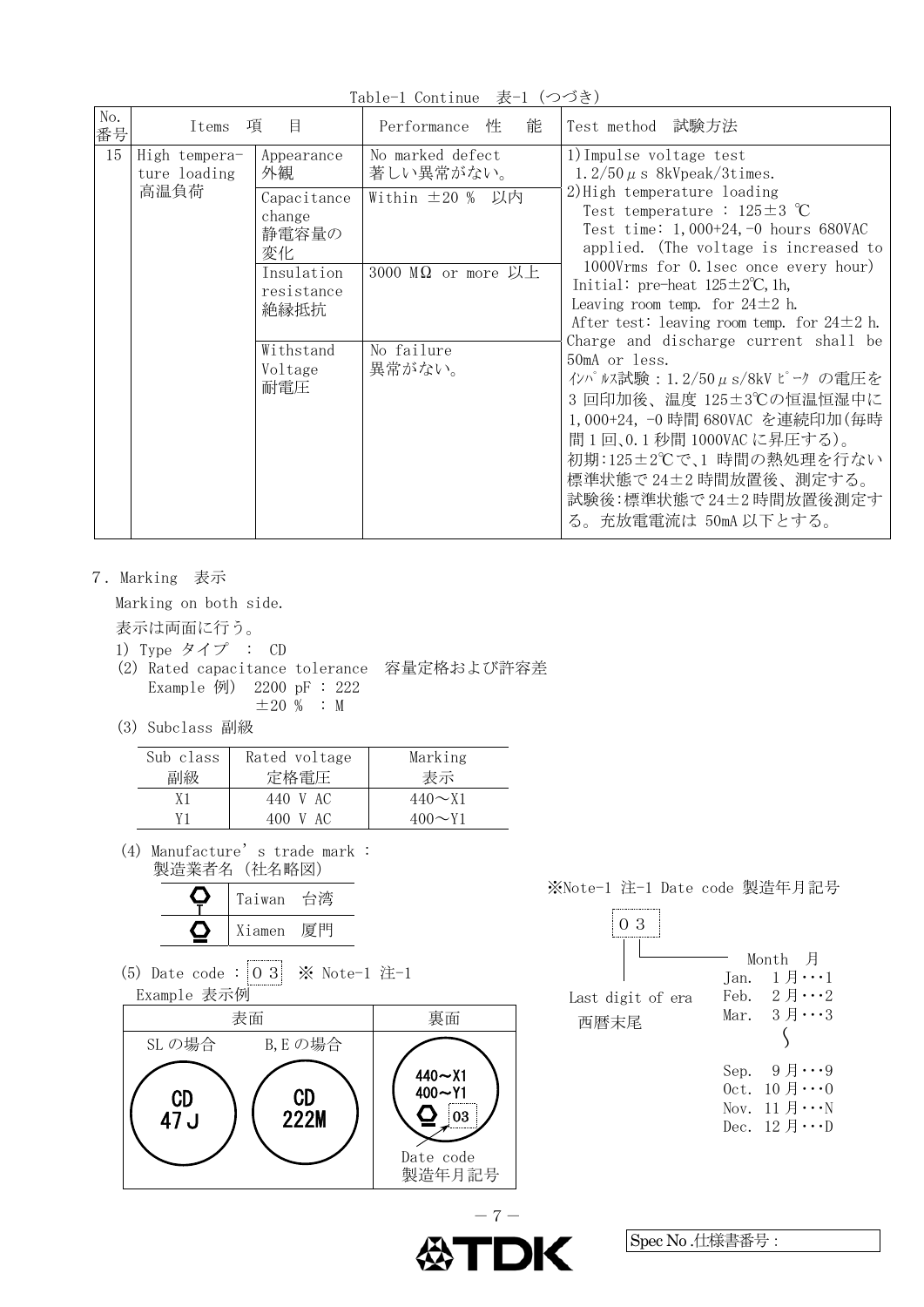Table-1 Continue　表-1（つづき）

| No.<br>番号 | Items　項　目 | | Performance　性　能 | Test method　試験方法 |
|---|---|---|---|---|
| 15 | High temperature loading<br>高温負荷 | Appearance<br>外観 | No marked defect<br>著しい異常がない。 | 1)Impulse voltage test<br>1.2/50 μ s 8kVpeak/3times.<br>2)High temperature loading<br>Test temperature : 125±3 ℃<br>Test time: 1,000+24,-0 hours 680VAC applied. (The voltage is increased to 1000Vrms for 0.1sec once every hour)<br>Initial: pre-heat 125±2℃,1h,<br>Leaving room temp. for 24±2 h.<br>After test: leaving room temp. for 24±2 h.<br>Charge and discharge current shall be 50mA or less.<br>ｲﾝﾊﾟﾙｽ試験：1.2/50 μ s/8kV ﾋﾟｰｸ の電圧を 3 回印加後、温度 125±3℃の恒温恒湿中に 1,000+24, -0 時間 680VAC を連続印加(毎時間 1 回、0.1 秒間 1000VAC に昇圧する)。<br>初期:125±2℃で、1 時間の熱処理を行ない標準状態で 24±2 時間放置後、測定する。<br>試験後:標準状態で 24±2 時間放置後測定する。充放電電流は 50mA 以下とする。 |
| | | Capacitance change<br>静電容量の変化 | Within ±20 % 以内 | |
| | | Insulation resistance<br>絶縁抵抗 | 3000 MΩ or more 以上 | |
| | | Withstand Voltage<br>耐電圧 | No failure<br>異常がない。 | |

7. Marking 表示

Marking on both side.

表示は両面に行う。

1) Type タイプ ： CD

(2) Rated capacitance tolerance 容量定格および許容差
Example 例） 2200 pF : 222
±20 % : M

(3) Subclass 副級

| Sub class<br>副級 | Rated voltage<br>定格電圧 | Marking<br>表示 |
|---|---|---|
| X1 | 440 V AC | 440～X1 |
| Y1 | 400 V AC | 400～Y1 |

(4) Manufacture's trade mark :
製造業者名（社名略図）

| Mark | Location |
|---|---|
| (mark) | Taiwan 台湾 |
| (mark) | Xiamen 厦門 |

(5) Date code : 0 3 ※ Note-1 注-1

Example 表示例

| 表面 | | 裏面 |
|---|---|---|
| SL の場合 | B,E の場合 | |
| CD<br>47J | CD<br>222M | 440～X1<br>400～Y1<br>(mark) 03<br>Date code<br>製造年月記号 |

※Note-1 注-1 Date code 製造年月記号

0 3

- 0: Last digit of era 西暦末尾
- 3: Month 月
  - Jan. 1 月…1
  - Feb. 2 月…2
  - Mar. 3 月…3
  - ∫
  - Sep. 9 月…9
  - Oct. 10 月…0
  - Nov. 11 月…N
  - Dec. 12 月…D

Spec No .仕様書番号 :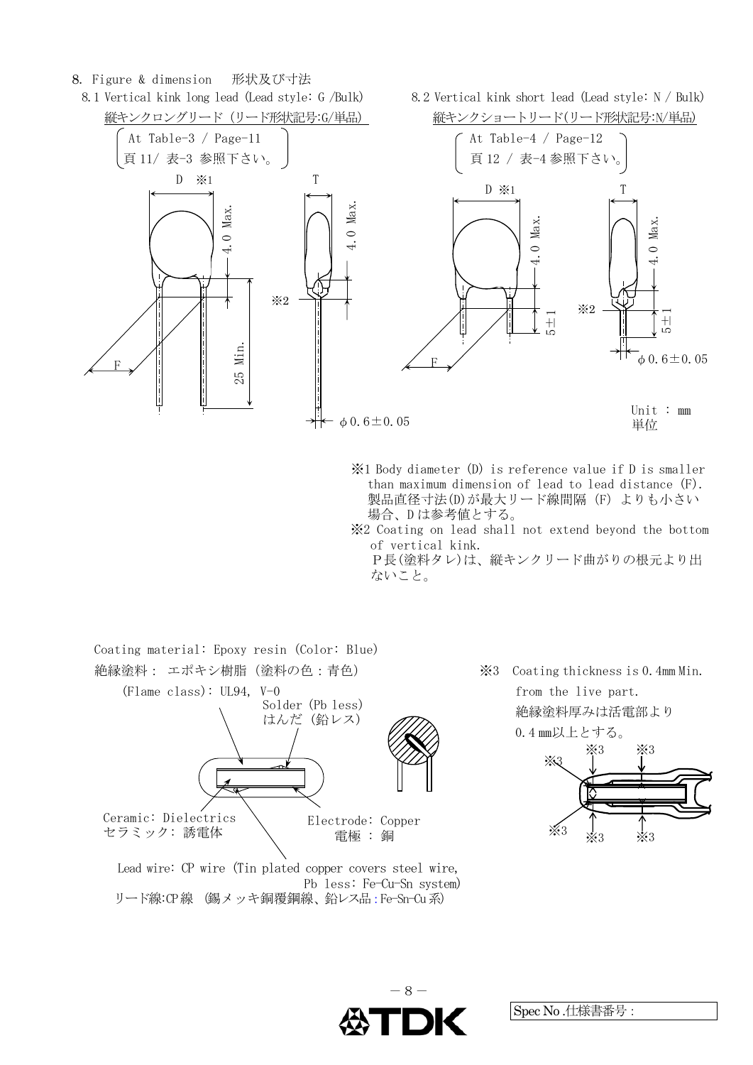## 8. Figure & dimension　形状及び寸法

### 8.1 Vertical kink long lead (Lead style: G /Bulk)

縦キンクロングリード (リード形状記号:G/単品)

(At Table-3 / Page-11
頁 11/ 表-3 参照下さい。)

D ※1　T

4.0 Max.　4.0 Max.

※2

F

25 Min.

φ0.6±0.05

### 8.2 Vertical kink short lead (Lead style: N / Bulk)

縦キンクショートリード(リード形状記号:N/単品)

(At Table-4 / Page-12
頁 12 / 表-4 参照下さい。)

D ※1　T

4.0 Max.　4.0 Max.

※2

5±1　5±1

F

φ0.6±0.05

Unit : mm
単位

※1 Body diameter (D) is reference value if D is smaller than maximum dimension of lead to lead distance (F).
製品直径寸法(D)が最大リード線間隔 (F) よりも小さい場合、D は参考値とする。

※2 Coating on lead shall not extend beyond the bottom of vertical kink.
P長(塗料タレ)は、縦キンクリード曲がりの根元より出ないこと。

Coating material: Epoxy resin (Color: Blue)
絶縁塗料 : エポキシ樹脂 (塗料の色 : 青色)
(Flame class): UL94, V-0

Solder (Pb less)
はんだ (鉛レス)

Ceramic: Dielectrics
セラミック: 誘電体

Electrode: Copper
電極 : 銅

Lead wire: CP wire (Tin plated copper covers steel wire, Pb less: Fe-Cu-Sn system)
リード線:CP 線 (錫メッキ銅覆鋼線、鉛レス品:Fe-Sn-Cu 系)

※3 Coating thickness is 0.4mm Min. from the live part.
絶縁塗料厚みは活電部より 0.4 mm以上とする。

※3　※3　※3　※3　※3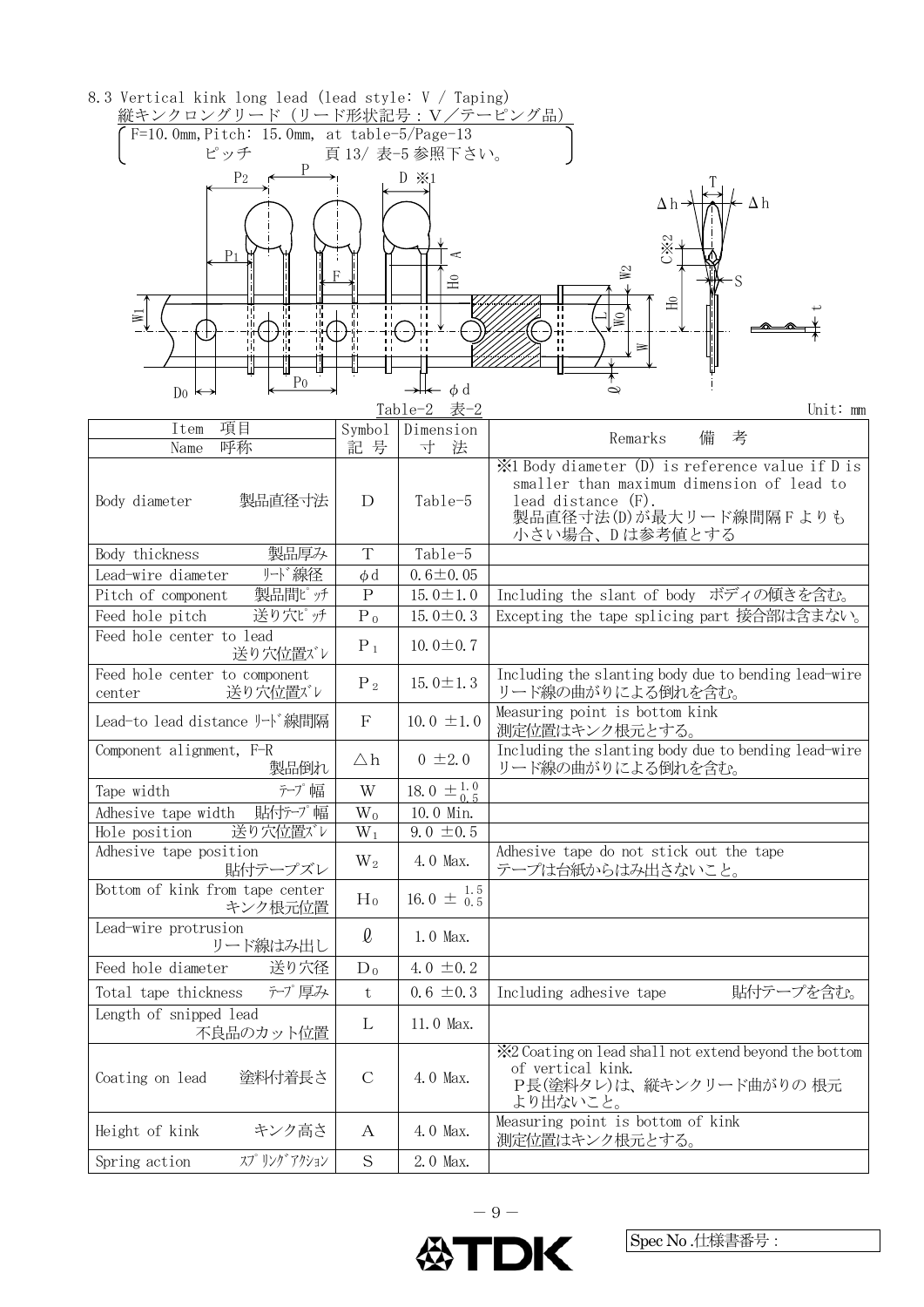## 8.3 Vertical kink long lead (lead style: V / Taping)

縦キンクロングリード（リード形状記号：V／テーピング品）

（F=10.0mm,Pitch: 15.0mm, at table-5/Page-13
ピッチ　　　頁 13/ 表-5 参照下さい。）

Table-2　表-2

Unit: mm

| Item 項目 / Name 呼称 | Symbol 記 号 | Dimension 寸 法 | Remarks 備 考 |
|---|---|---|---|
| Body diameter 製品直径寸法 | D | Table-5 | ※1 Body diameter (D) is reference value if D is smaller than maximum dimension of lead to lead distance (F). 製品直径寸法(D)が最大リード線間隔Fよりも小さい場合、Dは参考値とする |
| Body thickness 製品厚み | T | Table-5 | |
| Lead-wire diameter ﾘｰﾄﾞ線径 | φd | 0.6±0.05 | |
| Pitch of component 製品間ﾋﾟｯﾁ | P | 15.0±1.0 | Including the slant of body ボディの傾きを含む。 |
| Feed hole pitch 送り穴ﾋﾟｯﾁ | $P_0$ | 15.0±0.3 | Excepting the tape splicing part 接合部は含まない。 |
| Feed hole center to lead 送り穴位置ｽﾞﾚ | $P_1$ | 10.0±0.7 | |
| Feed hole center to component center 送り穴位置ｽﾞﾚ | $P_2$ | 15.0±1.3 | Including the slanting body due to bending lead-wire リード線の曲がりによる倒れを含む。 |
| Lead-to lead distance ﾘｰﾄﾞ線間隔 | F | 10.0 ±1.0 | Measuring point is bottom kink 測定位置はキンク根元とする。 |
| Component alignment, F-R 製品倒れ | △h | 0 ±2.0 | Including the slanting body due to bending lead-wire リード線の曲がりによる倒れを含む。 |
| Tape width ﾃｰﾌﾟ幅 | W | $18.0\ {}^{+1.0}_{-0.5}$ | |
| Adhesive tape width 貼付ﾃｰﾌﾟ幅 | $W_0$ | 10.0 Min. | |
| Hole position 送り穴位置ｽﾞﾚ | $W_1$ | 9.0 ±0.5 | |
| Adhesive tape position 貼付テープズレ | $W_2$ | 4.0 Max. | Adhesive tape do not stick out the tape テープは台紙からはみ出さないこと。 |
| Bottom of kink from tape center キンク根元位置 | $H_0$ | $16.0\ {}^{+1.5}_{-0.5}$ | |
| Lead-wire protrusion リード線はみ出し | ℓ | 1.0 Max. | |
| Feed hole diameter 送り穴径 | $D_0$ | 4.0 ±0.2 | |
| Total tape thickness ﾃｰﾌﾟ厚み | t | 0.6 ±0.3 | Including adhesive tape 貼付テープを含む。 |
| Length of snipped lead 不良品のカット位置 | L | 11.0 Max. | |
| Coating on lead 塗料付着長さ | C | 4.0 Max. | ※2 Coating on lead shall not extend beyond the bottom of vertical kink. P長(塗料タレ)は、縦キンクリード曲がりの 根元より出ないこと。 |
| Height of kink キンク高さ | A | 4.0 Max. | Measuring point is bottom of kink 測定位置はキンク根元とする。 |
| Spring action ｽﾌﾟﾘﾝｸﾞｱｸｼｮﾝ | S | 2.0 Max. | |

Spec No .仕様書番号：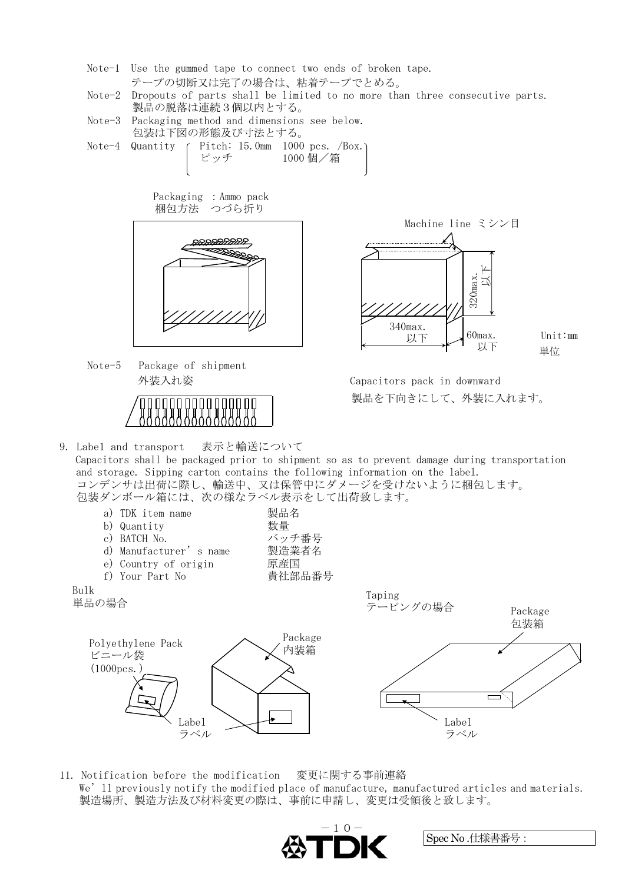Note-1 Use the gummed tape to connect two ends of broken tape.
テープの切断又は完了の場合は、粘着テープでとめる。

Note-2 Dropouts of parts shall be limited to no more than three consecutive parts.
製品の脱落は連続3個以内とする。

Note-3 Packaging method and dimensions see below.
包装は下図の形態及び寸法とする。

Note-4 Quantity ( Pitch: 15.0mm 1000 pcs. /Box.
ピッチ 1000 個／箱 )

Packaging : Ammo pack
梱包方法 つづら折り

Machine line ミシン目

320max. 以下

340max. 以下

60max. 以下

Unit:mm
単位

Note-5 Package of shipment
外装入れ姿

Capacitors pack in downward
製品を下向きにして、外装に入れます。

9. Label and transport 表示と輸送について

Capacitors shall be packaged prior to shipment so as to prevent damage during transportation and storage. Sipping carton contains the following information on the label.
コンデンサは出荷に際し、輸送中、又は保管中にダメージを受けないように梱包します。
包装ダンボール箱には、次の様なラベル表示をして出荷致します。

a) TDK item name 製品名
b) Quantity 数量
c) BATCH No. バッチ番号
d) Manufacturer's name 製造業者名
e) Country of origin 原産国
f) Your Part No 貴社部品番号

Bulk
単品の場合

Polyethylene Pack
ビニール袋
(1000pcs.)

Package
内装箱

Label
ラベル

Taping
テーピングの場合

Package
包装箱

Label
ラベル

11. Notification before the modification 変更に関する事前連絡

We'll previously notify the modified place of manufacture, manufactured articles and materials.
製造場所、製造方法及び材料変更の際は、事前に申請し、変更は受領後と致します。

Spec No .仕様書番号 :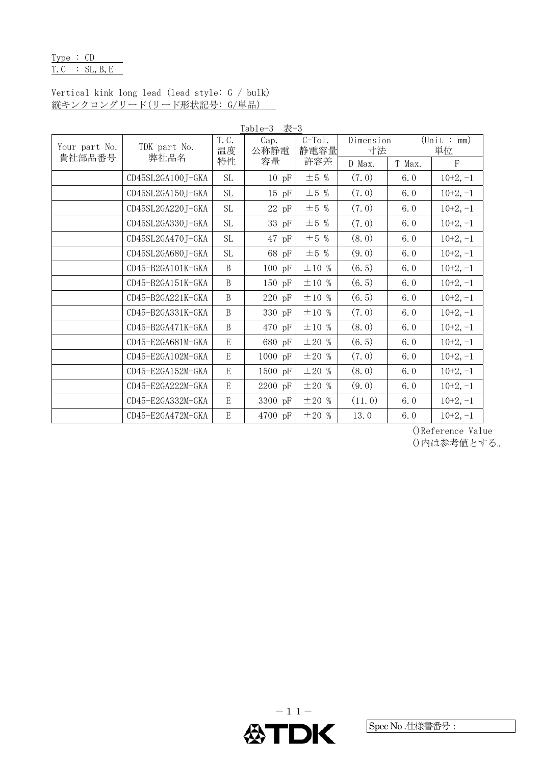Type : CD
T.C : SL, B, E

Vertical kink long lead (lead style: G / bulk)
縦キンクロングリード(リード形状記号: G/単品)

Table-3 表-3

| Your part No. 貴社部品番号 | TDK part No. 弊社品名 | T.C. 温度特性 | Cap. 公称静電容量 | C-Tol. 静電容量許容差 | Dimension 寸法 (Unit : mm 単位) | | |
|---|---|---|---|---|---|---|---|
| | | | | | D Max. | T Max. | F |
| | CD45SL2GA100J-GKA | SL | 10 pF | ±5 % | (7.0) | 6.0 | 10+2, -1 |
| | CD45SL2GA150J-GKA | SL | 15 pF | ±5 % | (7.0) | 6.0 | 10+2, -1 |
| | CD45SL2GA220J-GKA | SL | 22 pF | ±5 % | (7.0) | 6.0 | 10+2, -1 |
| | CD45SL2GA330J-GKA | SL | 33 pF | ±5 % | (7.0) | 6.0 | 10+2, -1 |
| | CD45SL2GA470J-GKA | SL | 47 pF | ±5 % | (8.0) | 6.0 | 10+2, -1 |
| | CD45SL2GA680J-GKA | SL | 68 pF | ±5 % | (9.0) | 6.0 | 10+2, -1 |
| | CD45-B2GA101K-GKA | B | 100 pF | ±10 % | (6.5) | 6.0 | 10+2, -1 |
| | CD45-B2GA151K-GKA | B | 150 pF | ±10 % | (6.5) | 6.0 | 10+2, -1 |
| | CD45-B2GA221K-GKA | B | 220 pF | ±10 % | (6.5) | 6.0 | 10+2, -1 |
| | CD45-B2GA331K-GKA | B | 330 pF | ±10 % | (7.0) | 6.0 | 10+2, -1 |
| | CD45-B2GA471K-GKA | B | 470 pF | ±10 % | (8.0) | 6.0 | 10+2, -1 |
| | CD45-E2GA681M-GKA | E | 680 pF | ±20 % | (6.5) | 6.0 | 10+2, -1 |
| | CD45-E2GA102M-GKA | E | 1000 pF | ±20 % | (7.0) | 6.0 | 10+2, -1 |
| | CD45-E2GA152M-GKA | E | 1500 pF | ±20 % | (8.0) | 6.0 | 10+2, -1 |
| | CD45-E2GA222M-GKA | E | 2200 pF | ±20 % | (9.0) | 6.0 | 10+2, -1 |
| | CD45-E2GA332M-GKA | E | 3300 pF | ±20 % | (11.0) | 6.0 | 10+2, -1 |
| | CD45-E2GA472M-GKA | E | 4700 pF | ±20 % | 13.0 | 6.0 | 10+2, -1 |

()Reference Value
()内は参考値とする。

Spec No.仕様書番号 :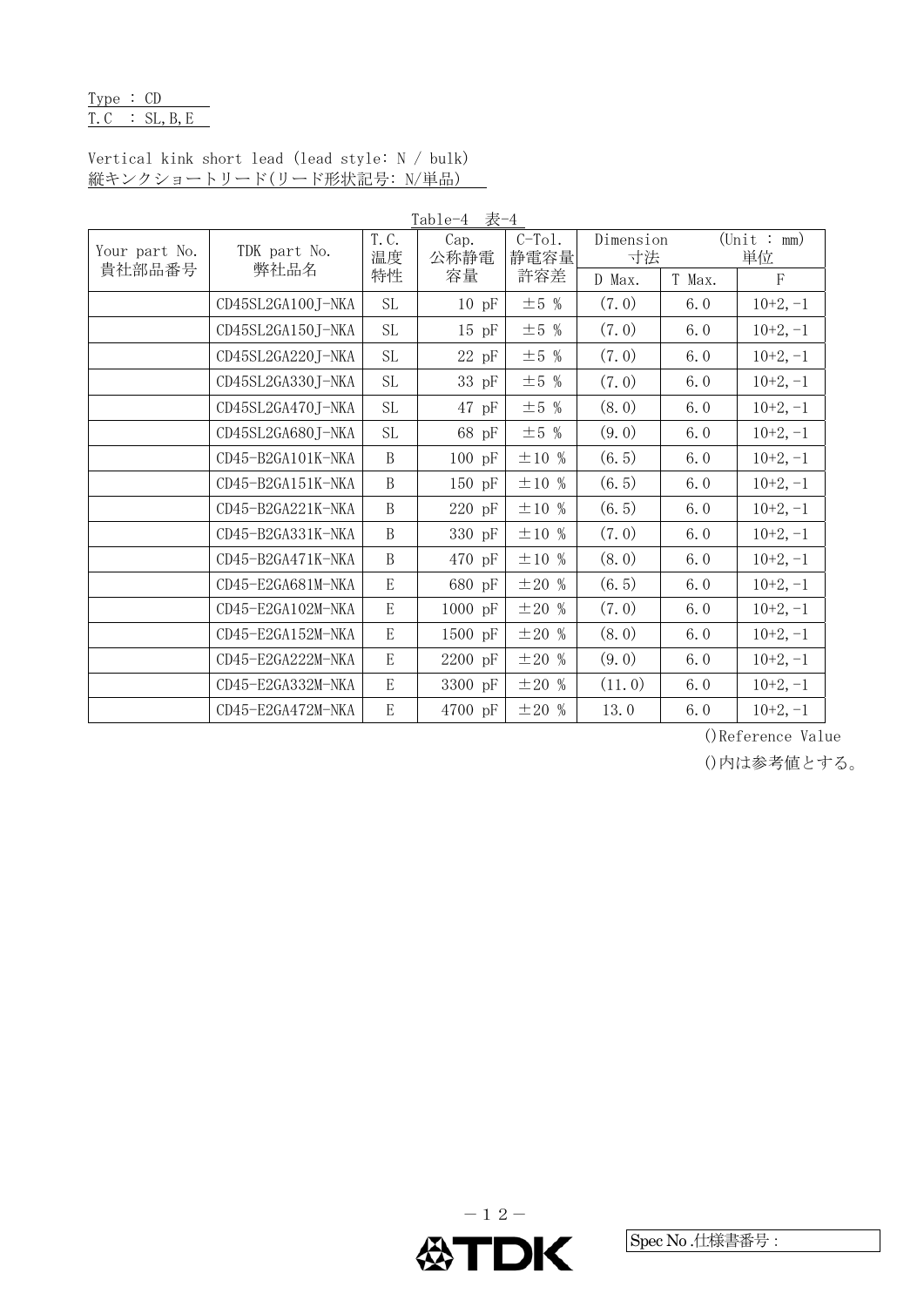Type : CD
T.C : SL,B,E

Vertical kink short lead (lead style: N / bulk)
縦キンクショートリード(リード形状記号: N/単品)

Table-4 表-4

| Your part No. 貴社部品番号 | TDK part No. 弊社品名 | T.C. 温度特性 | Cap. 公称静電容量 | C-Tol. 静電容量許容差 | Dimension 寸法 (Unit : mm) 単位 | | |
|---|---|---|---|---|---|---|---|
| | | | | | D Max. | T Max. | F |
| | CD45SL2GA100J-NKA | SL | 10 pF | ±5 % | (7.0) | 6.0 | 10+2,-1 |
| | CD45SL2GA150J-NKA | SL | 15 pF | ±5 % | (7.0) | 6.0 | 10+2,-1 |
| | CD45SL2GA220J-NKA | SL | 22 pF | ±5 % | (7.0) | 6.0 | 10+2,-1 |
| | CD45SL2GA330J-NKA | SL | 33 pF | ±5 % | (7.0) | 6.0 | 10+2,-1 |
| | CD45SL2GA470J-NKA | SL | 47 pF | ±5 % | (8.0) | 6.0 | 10+2,-1 |
| | CD45SL2GA680J-NKA | SL | 68 pF | ±5 % | (9.0) | 6.0 | 10+2,-1 |
| | CD45-B2GA101K-NKA | B | 100 pF | ±10 % | (6.5) | 6.0 | 10+2,-1 |
| | CD45-B2GA151K-NKA | B | 150 pF | ±10 % | (6.5) | 6.0 | 10+2,-1 |
| | CD45-B2GA221K-NKA | B | 220 pF | ±10 % | (6.5) | 6.0 | 10+2,-1 |
| | CD45-B2GA331K-NKA | B | 330 pF | ±10 % | (7.0) | 6.0 | 10+2,-1 |
| | CD45-B2GA471K-NKA | B | 470 pF | ±10 % | (8.0) | 6.0 | 10+2,-1 |
| | CD45-E2GA681M-NKA | E | 680 pF | ±20 % | (6.5) | 6.0 | 10+2,-1 |
| | CD45-E2GA102M-NKA | E | 1000 pF | ±20 % | (7.0) | 6.0 | 10+2,-1 |
| | CD45-E2GA152M-NKA | E | 1500 pF | ±20 % | (8.0) | 6.0 | 10+2,-1 |
| | CD45-E2GA222M-NKA | E | 2200 pF | ±20 % | (9.0) | 6.0 | 10+2,-1 |
| | CD45-E2GA332M-NKA | E | 3300 pF | ±20 % | (11.0) | 6.0 | 10+2,-1 |
| | CD45-E2GA472M-NKA | E | 4700 pF | ±20 % | 13.0 | 6.0 | 10+2,-1 |

()Reference Value

()内は参考値とする。

Spec No.仕様書番号: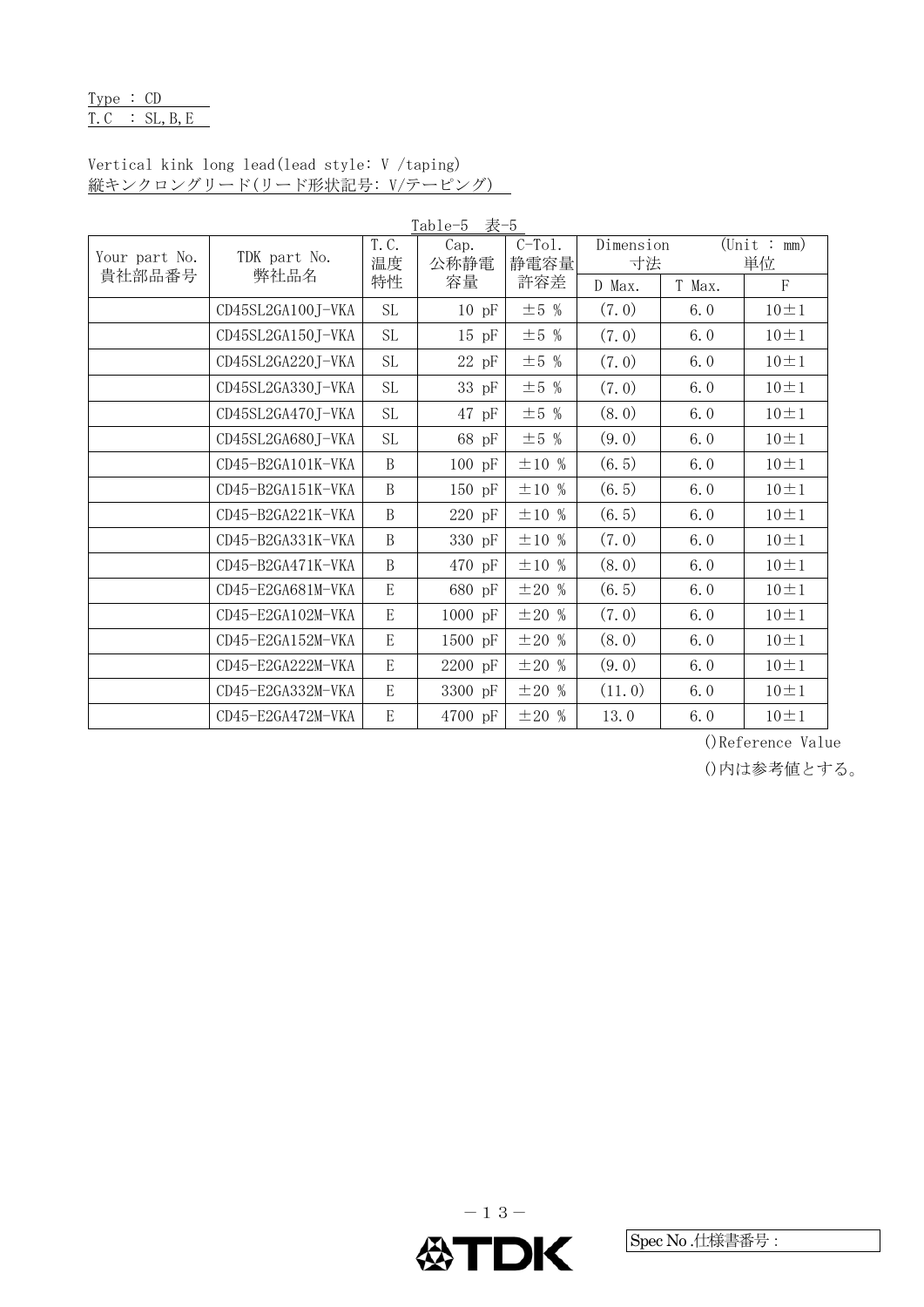Type : CD
T.C : SL,B,E

Vertical kink long lead(lead style: V /taping)
縦キンクロングリード(リード形状記号: V/テーピング)

Table-5 表-5

| Your part No. 貴社部品番号 | TDK part No. 弊社品名 | T.C. 温度特性 | Cap. 公称静電容量 | C-Tol. 静電容量許容差 | Dimension 寸法 (Unit : mm) 単位 | | |
|---|---|---|---|---|---|---|---|
| | | | | | D Max. | T Max. | F |
| | CD45SL2GA100J-VKA | SL | 10 pF | ±5 % | (7.0) | 6.0 | 10±1 |
| | CD45SL2GA150J-VKA | SL | 15 pF | ±5 % | (7.0) | 6.0 | 10±1 |
| | CD45SL2GA220J-VKA | SL | 22 pF | ±5 % | (7.0) | 6.0 | 10±1 |
| | CD45SL2GA330J-VKA | SL | 33 pF | ±5 % | (7.0) | 6.0 | 10±1 |
| | CD45SL2GA470J-VKA | SL | 47 pF | ±5 % | (8.0) | 6.0 | 10±1 |
| | CD45SL2GA680J-VKA | SL | 68 pF | ±5 % | (9.0) | 6.0 | 10±1 |
| | CD45-B2GA101K-VKA | B | 100 pF | ±10 % | (6.5) | 6.0 | 10±1 |
| | CD45-B2GA151K-VKA | B | 150 pF | ±10 % | (6.5) | 6.0 | 10±1 |
| | CD45-B2GA221K-VKA | B | 220 pF | ±10 % | (6.5) | 6.0 | 10±1 |
| | CD45-B2GA331K-VKA | B | 330 pF | ±10 % | (7.0) | 6.0 | 10±1 |
| | CD45-B2GA471K-VKA | B | 470 pF | ±10 % | (8.0) | 6.0 | 10±1 |
| | CD45-E2GA681M-VKA | E | 680 pF | ±20 % | (6.5) | 6.0 | 10±1 |
| | CD45-E2GA102M-VKA | E | 1000 pF | ±20 % | (7.0) | 6.0 | 10±1 |
| | CD45-E2GA152M-VKA | E | 1500 pF | ±20 % | (8.0) | 6.0 | 10±1 |
| | CD45-E2GA222M-VKA | E | 2200 pF | ±20 % | (9.0) | 6.0 | 10±1 |
| | CD45-E2GA332M-VKA | E | 3300 pF | ±20 % | (11.0) | 6.0 | 10±1 |
| | CD45-E2GA472M-VKA | E | 4700 pF | ±20 % | 13.0 | 6.0 | 10±1 |

()Reference Value

()内は参考値とする。

Spec No.仕様書番号 :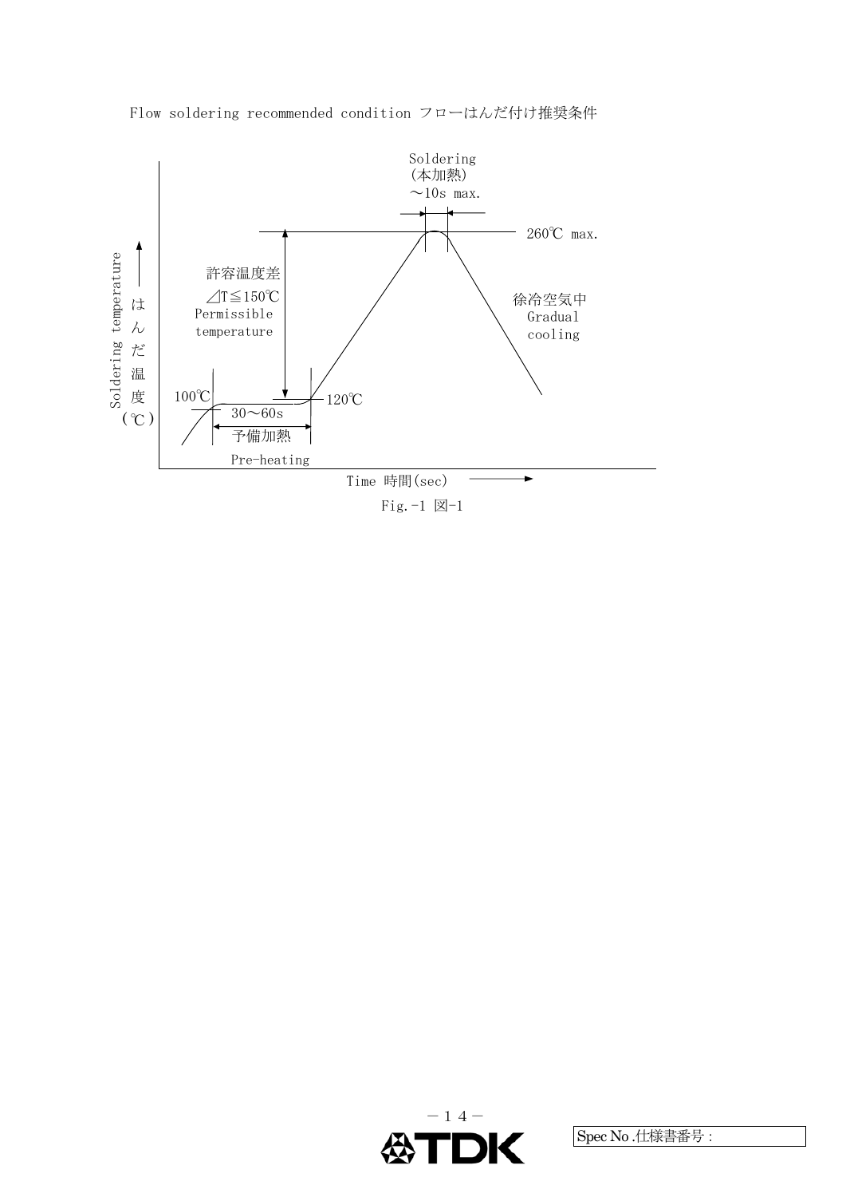Flow soldering recommended condition フローはんだ付け推奨条件

Soldering
(本加熱)
～10s max.

260℃ max.

許容温度差
⊿T≦150℃
Permissible
temperature

徐冷空気中
Gradual
cooling

Soldering temperature はんだ温度 (℃)

100℃

120℃

30～60s
予備加熱
Pre-heating

Time 時間(sec)

Fig.-1 図-1

Spec No .仕様書番号 :